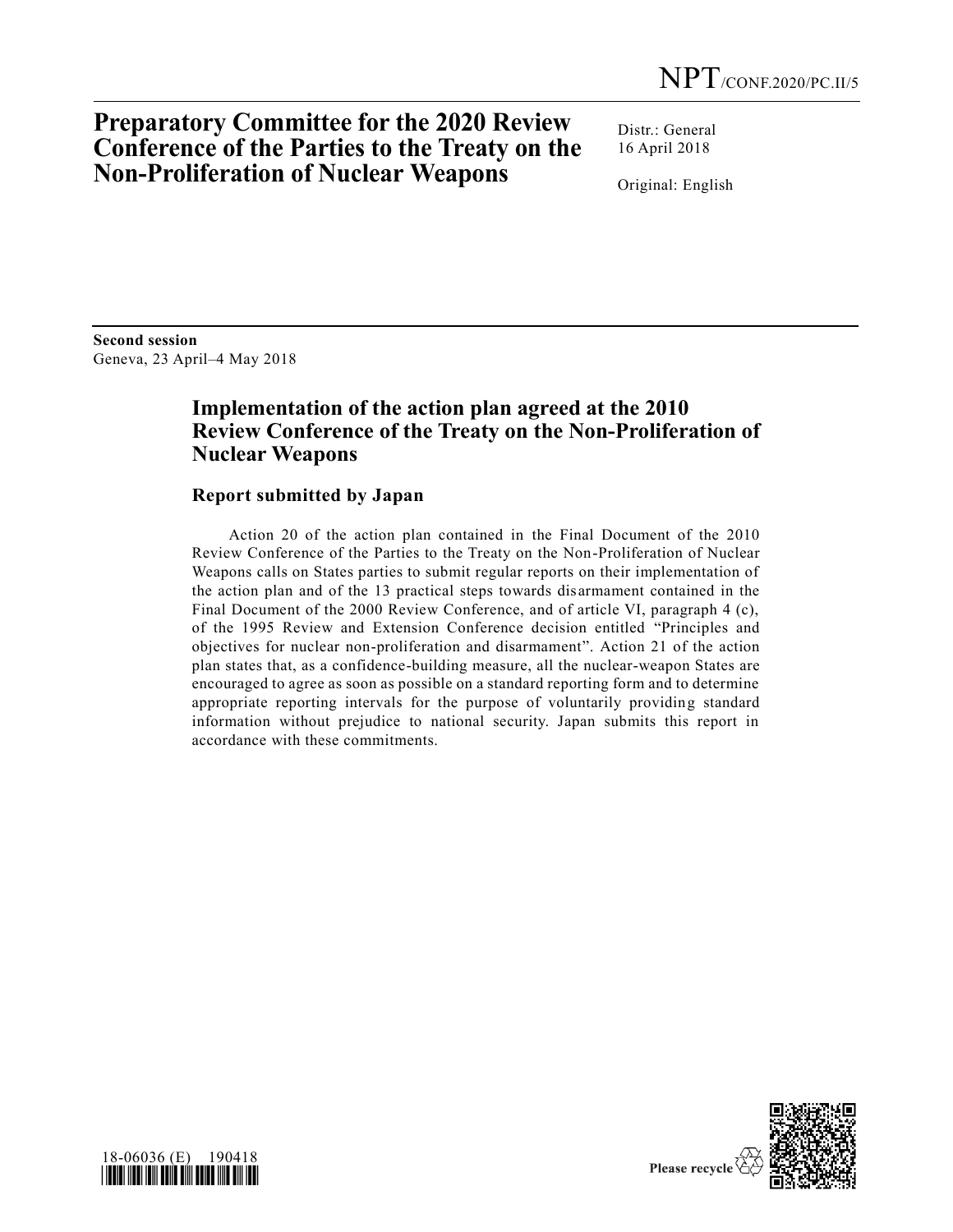NPT/CONF.2020/PC.II/5

# Preparatory Committee for the 2020 Review Conference of the Parties to the Treaty on the Non-Proliferation of Nuclear Weapons

Distr.: General
16 April 2018

Original: English

**Second session**
Geneva, 23 April–4 May 2018

## Implementation of the action plan agreed at the 2010 Review Conference of the Treaty on the Non-Proliferation of Nuclear Weapons

### Report submitted by Japan

Action 20 of the action plan contained in the Final Document of the 2010 Review Conference of the Parties to the Treaty on the Non-Proliferation of Nuclear Weapons calls on States parties to submit regular reports on their implementation of the action plan and of the 13 practical steps towards disarmament contained in the Final Document of the 2000 Review Conference, and of article VI, paragraph 4 (c), of the 1995 Review and Extension Conference decision entitled "Principles and objectives for nuclear non-proliferation and disarmament". Action 21 of the action plan states that, as a confidence-building measure, all the nuclear-weapon States are encouraged to agree as soon as possible on a standard reporting form and to determine appropriate reporting intervals for the purpose of voluntarily providing standard information without prejudice to national security. Japan submits this report in accordance with these commitments.

18-06036 (E) 190418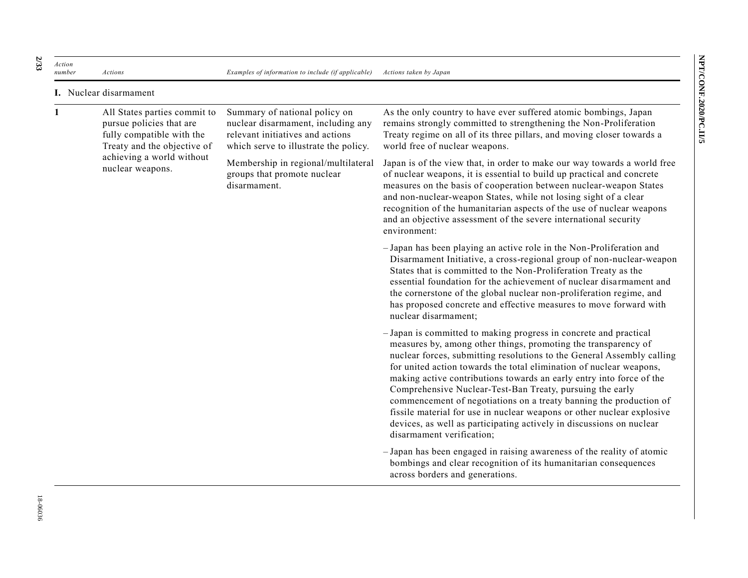| Action number | Actions | Examples of information to include (if applicable) | Actions taken by Japan |
|---|---|---|---|
| **I.** Nuclear disarmament | | | |
| **1** | All States parties commit to pursue policies that are fully compatible with the Treaty and the objective of achieving a world without nuclear weapons. | Summary of national policy on nuclear disarmament, including any relevant initiatives and actions which serve to illustrate the policy. | As the only country to have ever suffered atomic bombings, Japan remains strongly committed to strengthening the Non-Proliferation Treaty regime on all of its three pillars, and moving closer towards a world free of nuclear weapons. |
| | | Membership in regional/multilateral groups that promote nuclear disarmament. | Japan is of the view that, in order to make our way towards a world free of nuclear weapons, it is essential to build up practical and concrete measures on the basis of cooperation between nuclear-weapon States and non-nuclear-weapon States, while not losing sight of a clear recognition of the humanitarian aspects of the use of nuclear weapons and an objective assessment of the severe international security environment: |
| | | | – Japan has been playing an active role in the Non-Proliferation and Disarmament Initiative, a cross-regional group of non-nuclear-weapon States that is committed to the Non-Proliferation Treaty as the essential foundation for the achievement of nuclear disarmament and the cornerstone of the global nuclear non-proliferation regime, and has proposed concrete and effective measures to move forward with nuclear disarmament; |
| | | | – Japan is committed to making progress in concrete and practical measures by, among other things, promoting the transparency of nuclear forces, submitting resolutions to the General Assembly calling for united action towards the total elimination of nuclear weapons, making active contributions towards an early entry into force of the Comprehensive Nuclear-Test-Ban Treaty, pursuing the early commencement of negotiations on a treaty banning the production of fissile material for use in nuclear weapons or other nuclear explosive devices, as well as participating actively in discussions on nuclear disarmament verification; |
| | | | – Japan has been engaged in raising awareness of the reality of atomic bombings and clear recognition of its humanitarian consequences across borders and generations. |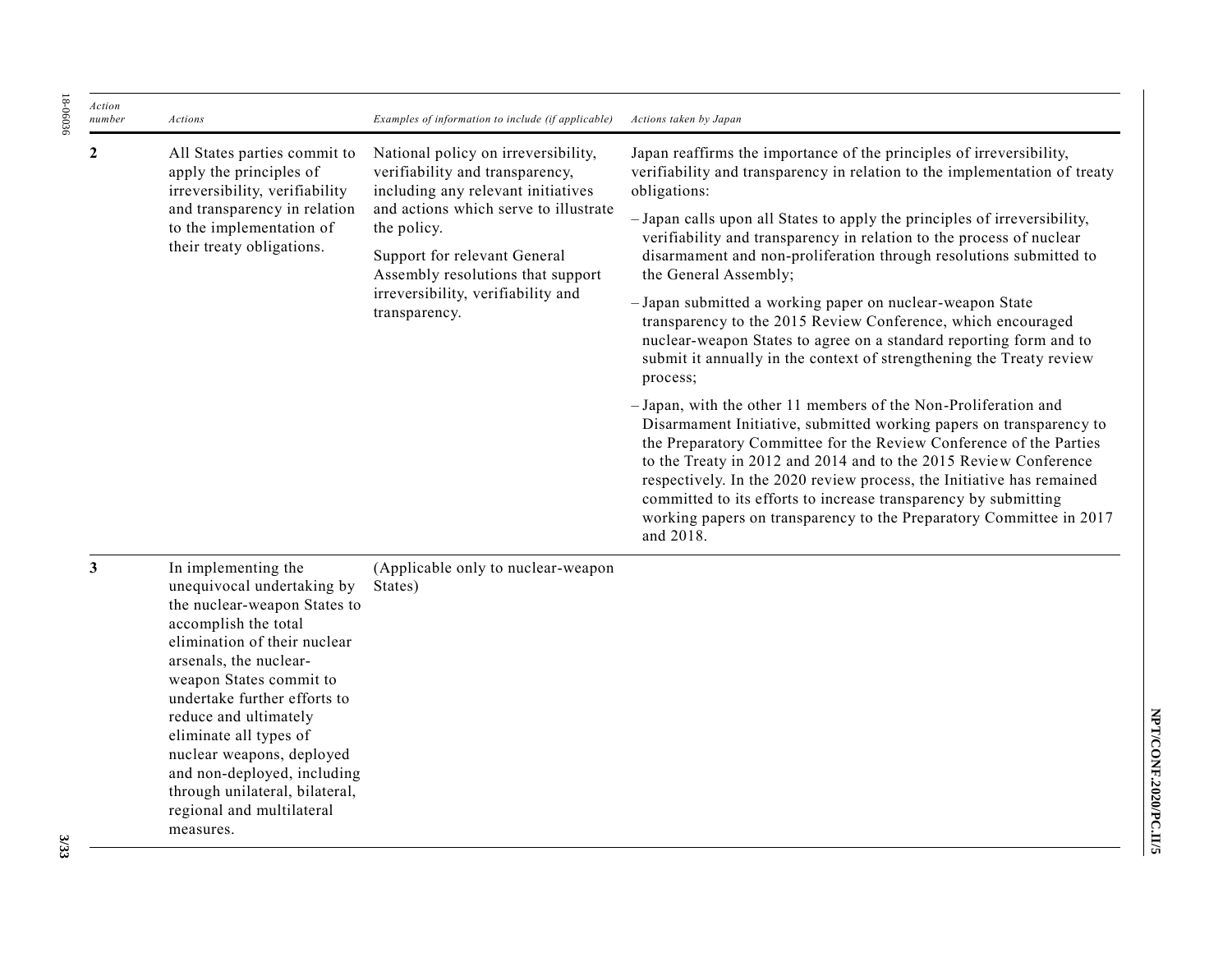| *Action number* | *Actions* | *Examples of information to include (if applicable)* | *Actions taken by Japan* |
|---|---|---|---|
| **2** | All States parties commit to apply the principles of irreversibility, verifiability and transparency in relation to the implementation of their treaty obligations. | National policy on irreversibility, verifiability and transparency, including any relevant initiatives and actions which serve to illustrate the policy.<br><br>Support for relevant General Assembly resolutions that support irreversibility, verifiability and transparency. | Japan reaffirms the importance of the principles of irreversibility, verifiability and transparency in relation to the implementation of treaty obligations:<br><br>– Japan calls upon all States to apply the principles of irreversibility, verifiability and transparency in relation to the process of nuclear disarmament and non-proliferation through resolutions submitted to the General Assembly;<br><br>– Japan submitted a working paper on nuclear-weapon State transparency to the 2015 Review Conference, which encouraged nuclear-weapon States to agree on a standard reporting form and to submit it annually in the context of strengthening the Treaty review process;<br><br>– Japan, with the other 11 members of the Non-Proliferation and Disarmament Initiative, submitted working papers on transparency to the Preparatory Committee for the Review Conference of the Parties to the Treaty in 2012 and 2014 and to the 2015 Review Conference respectively. In the 2020 review process, the Initiative has remained committed to its efforts to increase transparency by submitting working papers on transparency to the Preparatory Committee in 2017 and 2018. |
| **3** | In implementing the unequivocal undertaking by the nuclear-weapon States to accomplish the total elimination of their nuclear arsenals, the nuclear-weapon States commit to undertake further efforts to reduce and ultimately eliminate all types of nuclear weapons, deployed and non-deployed, including through unilateral, bilateral, regional and multilateral measures. | (Applicable only to nuclear-weapon States) | |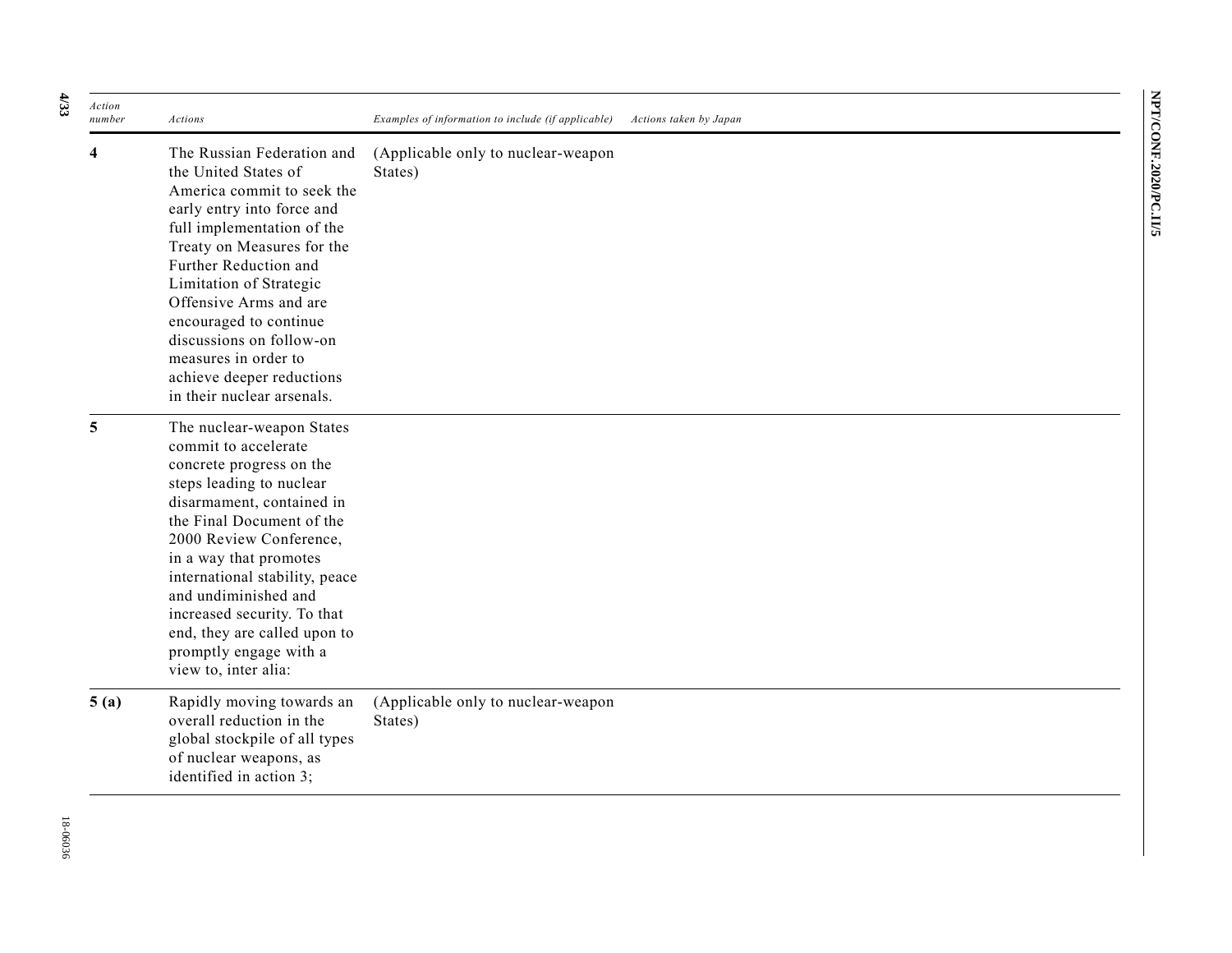| *Action number* | *Actions* | *Examples of information to include (if applicable)* | *Actions taken by Japan* |
|---|---|---|---|
| **4** | The Russian Federation and the United States of America commit to seek the early entry into force and full implementation of the Treaty on Measures for the Further Reduction and Limitation of Strategic Offensive Arms and are encouraged to continue discussions on follow-on measures in order to achieve deeper reductions in their nuclear arsenals. | (Applicable only to nuclear-weapon States) | |
| **5** | The nuclear-weapon States commit to accelerate concrete progress on the steps leading to nuclear disarmament, contained in the Final Document of the 2000 Review Conference, in a way that promotes international stability, peace and undiminished and increased security. To that end, they are called upon to promptly engage with a view to, inter alia: | | |
| **5 (a)** | Rapidly moving towards an overall reduction in the global stockpile of all types of nuclear weapons, as identified in action 3; | (Applicable only to nuclear-weapon States) | |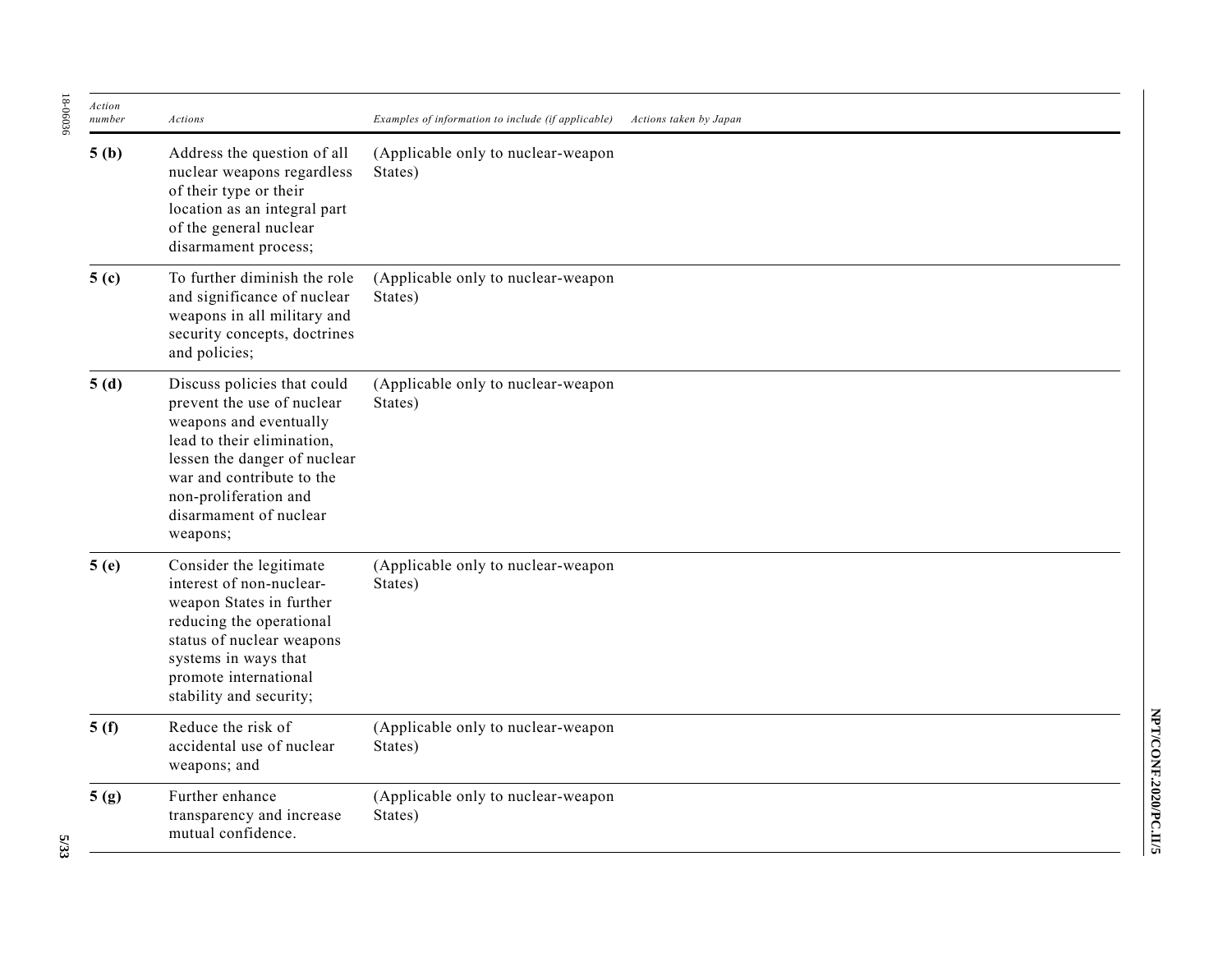| *Action number* | *Actions* | *Examples of information to include (if applicable)* | *Actions taken by Japan* |
|---|---|---|---|
| **5 (b)** | Address the question of all nuclear weapons regardless of their type or their location as an integral part of the general nuclear disarmament process; | (Applicable only to nuclear-weapon States) | |
| **5 (c)** | To further diminish the role and significance of nuclear weapons in all military and security concepts, doctrines and policies; | (Applicable only to nuclear-weapon States) | |
| **5 (d)** | Discuss policies that could prevent the use of nuclear weapons and eventually lead to their elimination, lessen the danger of nuclear war and contribute to the non-proliferation and disarmament of nuclear weapons; | (Applicable only to nuclear-weapon States) | |
| **5 (e)** | Consider the legitimate interest of non-nuclear-weapon States in further reducing the operational status of nuclear weapons systems in ways that promote international stability and security; | (Applicable only to nuclear-weapon States) | |
| **5 (f)** | Reduce the risk of accidental use of nuclear weapons; and | (Applicable only to nuclear-weapon States) | |
| **5 (g)** | Further enhance transparency and increase mutual confidence. | (Applicable only to nuclear-weapon States) | |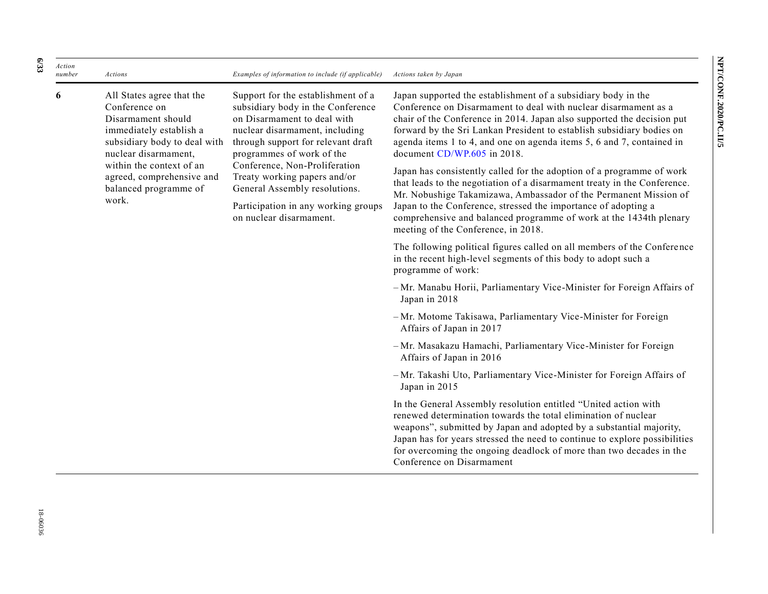| Action number | Actions | Examples of information to include (if applicable) | Actions taken by Japan |
|---|---|---|---|
| 6 | All States agree that the Conference on Disarmament should immediately establish a subsidiary body to deal with nuclear disarmament, within the context of an agreed, comprehensive and balanced programme of work. | Support for the establishment of a subsidiary body in the Conference on Disarmament to deal with nuclear disarmament, including through support for relevant draft programmes of work of the Conference, Non-Proliferation Treaty working papers and/or General Assembly resolutions.<br><br>Participation in any working groups on nuclear disarmament. | Japan supported the establishment of a subsidiary body in the Conference on Disarmament to deal with nuclear disarmament as a chair of the Conference in 2014. Japan also supported the decision put forward by the Sri Lankan President to establish subsidiary bodies on agenda items 1 to 4, and one on agenda items 5, 6 and 7, contained in document CD/WP.605 in 2018.<br><br>Japan has consistently called for the adoption of a programme of work that leads to the negotiation of a disarmament treaty in the Conference. Mr. Nobushige Takamizawa, Ambassador of the Permanent Mission of Japan to the Conference, stressed the importance of adopting a comprehensive and balanced programme of work at the 1434th plenary meeting of the Conference, in 2018.<br><br>The following political figures called on all members of the Conference in the recent high-level segments of this body to adopt such a programme of work:<br><br>– Mr. Manabu Horii, Parliamentary Vice-Minister for Foreign Affairs of Japan in 2018<br><br>– Mr. Motome Takisawa, Parliamentary Vice-Minister for Foreign Affairs of Japan in 2017<br><br>– Mr. Masakazu Hamachi, Parliamentary Vice-Minister for Foreign Affairs of Japan in 2016<br><br>– Mr. Takashi Uto, Parliamentary Vice-Minister for Foreign Affairs of Japan in 2015<br><br>In the General Assembly resolution entitled "United action with renewed determination towards the total elimination of nuclear weapons", submitted by Japan and adopted by a substantial majority, Japan has for years stressed the need to continue to explore possibilities for overcoming the ongoing deadlock of more than two decades in the Conference on Disarmament |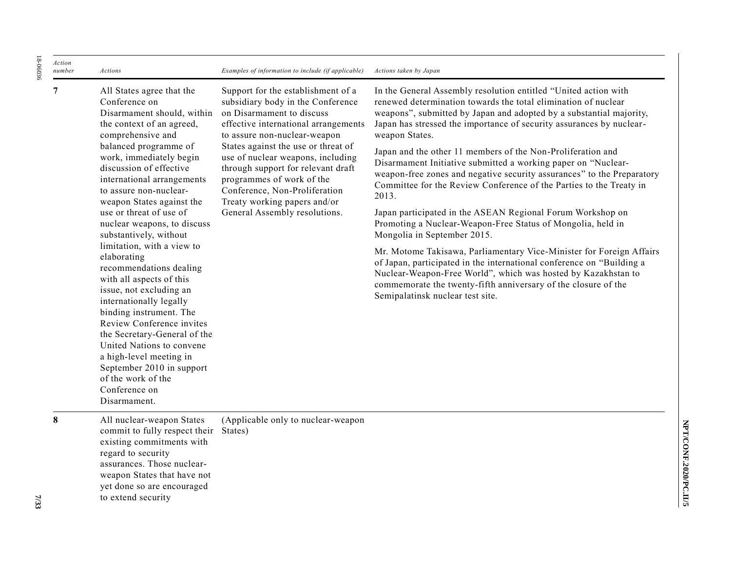| Action number | Actions | Examples of information to include (if applicable) | Actions taken by Japan |
| --- | --- | --- | --- |
| **7** | All States agree that the Conference on Disarmament should, within the context of an agreed, comprehensive and balanced programme of work, immediately begin discussion of effective international arrangements to assure non-nuclear-weapon States against the use or threat of use of nuclear weapons, to discuss substantively, without limitation, with a view to elaborating recommendations dealing with all aspects of this issue, not excluding an internationally legally binding instrument. The Review Conference invites the Secretary-General of the United Nations to convene a high-level meeting in September 2010 in support of the work of the Conference on Disarmament. | Support for the establishment of a subsidiary body in the Conference on Disarmament to discuss effective international arrangements to assure non-nuclear-weapon States against the use or threat of use of nuclear weapons, including through support for relevant draft programmes of work of the Conference, Non-Proliferation Treaty working papers and/or General Assembly resolutions. | In the General Assembly resolution entitled "United action with renewed determination towards the total elimination of nuclear weapons", submitted by Japan and adopted by a substantial majority, Japan has stressed the importance of security assurances by nuclear-weapon States.<br><br>Japan and the other 11 members of the Non-Proliferation and Disarmament Initiative submitted a working paper on "Nuclear-weapon-free zones and negative security assurances" to the Preparatory Committee for the Review Conference of the Parties to the Treaty in 2013.<br><br>Japan participated in the ASEAN Regional Forum Workshop on Promoting a Nuclear-Weapon-Free Status of Mongolia, held in Mongolia in September 2015.<br><br>Mr. Motome Takisawa, Parliamentary Vice-Minister for Foreign Affairs of Japan, participated in the international conference on "Building a Nuclear-Weapon-Free World", which was hosted by Kazakhstan to commemorate the twenty-fifth anniversary of the closure of the Semipalatinsk nuclear test site. |
| **8** | All nuclear-weapon States commit to fully respect their existing commitments with regard to security assurances. Those nuclear-weapon States that have not yet done so are encouraged to extend security | (Applicable only to nuclear-weapon States) | |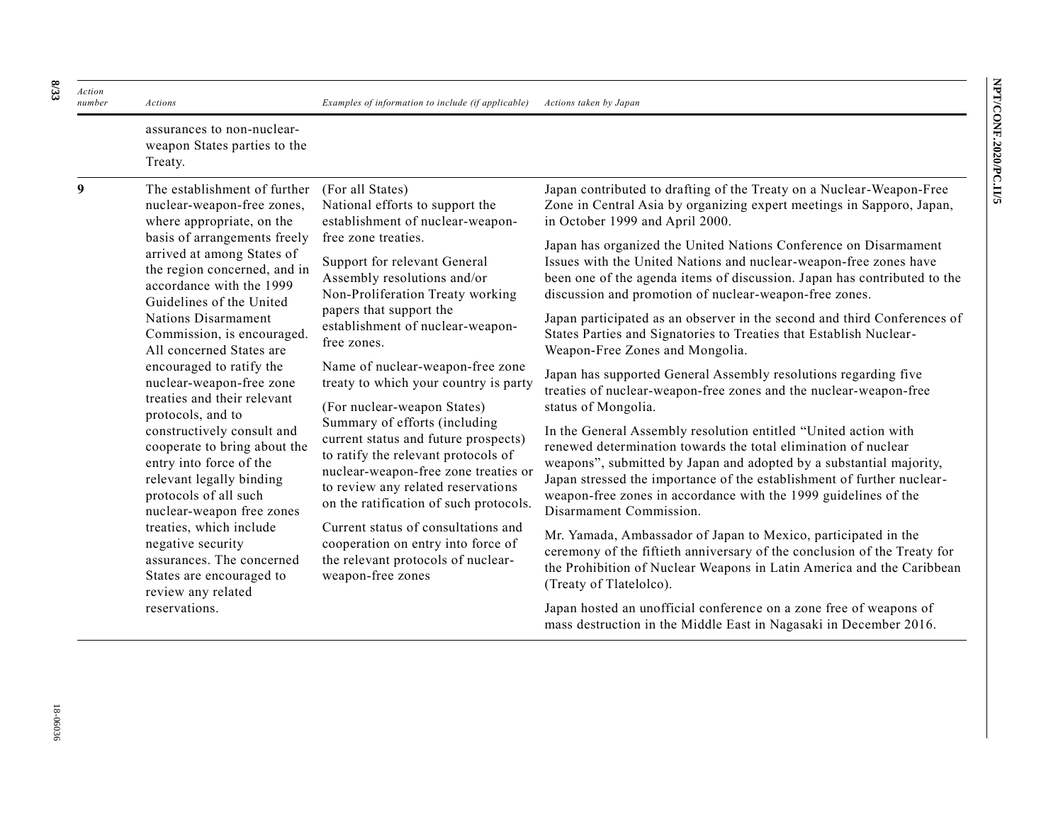| Action number | Actions | Examples of information to include (if applicable) | Actions taken by Japan |
|---|---|---|---|
| | assurances to non-nuclear-weapon States parties to the Treaty. | | |
| 9 | The establishment of further nuclear-weapon-free zones, where appropriate, on the basis of arrangements freely arrived at among States of the region concerned, and in accordance with the 1999 Guidelines of the United Nations Disarmament Commission, is encouraged. All concerned States are encouraged to ratify the nuclear-weapon-free zone treaties and their relevant protocols, and to constructively consult and cooperate to bring about the entry into force of the relevant legally binding protocols of all such nuclear-weapon free zones treaties, which include negative security assurances. The concerned States are encouraged to review any related reservations. | (For all States)<br>National efforts to support the establishment of nuclear-weapon-free zone treaties.<br><br>Support for relevant General Assembly resolutions and/or Non-Proliferation Treaty working papers that support the establishment of nuclear-weapon-free zones.<br><br>Name of nuclear-weapon-free zone treaty to which your country is party<br><br>(For nuclear-weapon States)<br>Summary of efforts (including current status and future prospects) to ratify the relevant protocols of nuclear-weapon-free zone treaties or to review any related reservations on the ratification of such protocols.<br><br>Current status of consultations and cooperation on entry into force of the relevant protocols of nuclear-weapon-free zones | Japan contributed to drafting of the Treaty on a Nuclear-Weapon-Free Zone in Central Asia by organizing expert meetings in Sapporo, Japan, in October 1999 and April 2000.<br><br>Japan has organized the United Nations Conference on Disarmament Issues with the United Nations and nuclear-weapon-free zones have been one of the agenda items of discussion. Japan has contributed to the discussion and promotion of nuclear-weapon-free zones.<br><br>Japan participated as an observer in the second and third Conferences of States Parties and Signatories to Treaties that Establish Nuclear-Weapon-Free Zones and Mongolia.<br><br>Japan has supported General Assembly resolutions regarding five treaties of nuclear-weapon-free zones and the nuclear-weapon-free status of Mongolia.<br><br>In the General Assembly resolution entitled "United action with renewed determination towards the total elimination of nuclear weapons", submitted by Japan and adopted by a substantial majority, Japan stressed the importance of the establishment of further nuclear-weapon-free zones in accordance with the 1999 guidelines of the Disarmament Commission.<br><br>Mr. Yamada, Ambassador of Japan to Mexico, participated in the ceremony of the fiftieth anniversary of the conclusion of the Treaty for the Prohibition of Nuclear Weapons in Latin America and the Caribbean (Treaty of Tlatelolco).<br><br>Japan hosted an unofficial conference on a zone free of weapons of mass destruction in the Middle East in Nagasaki in December 2016. |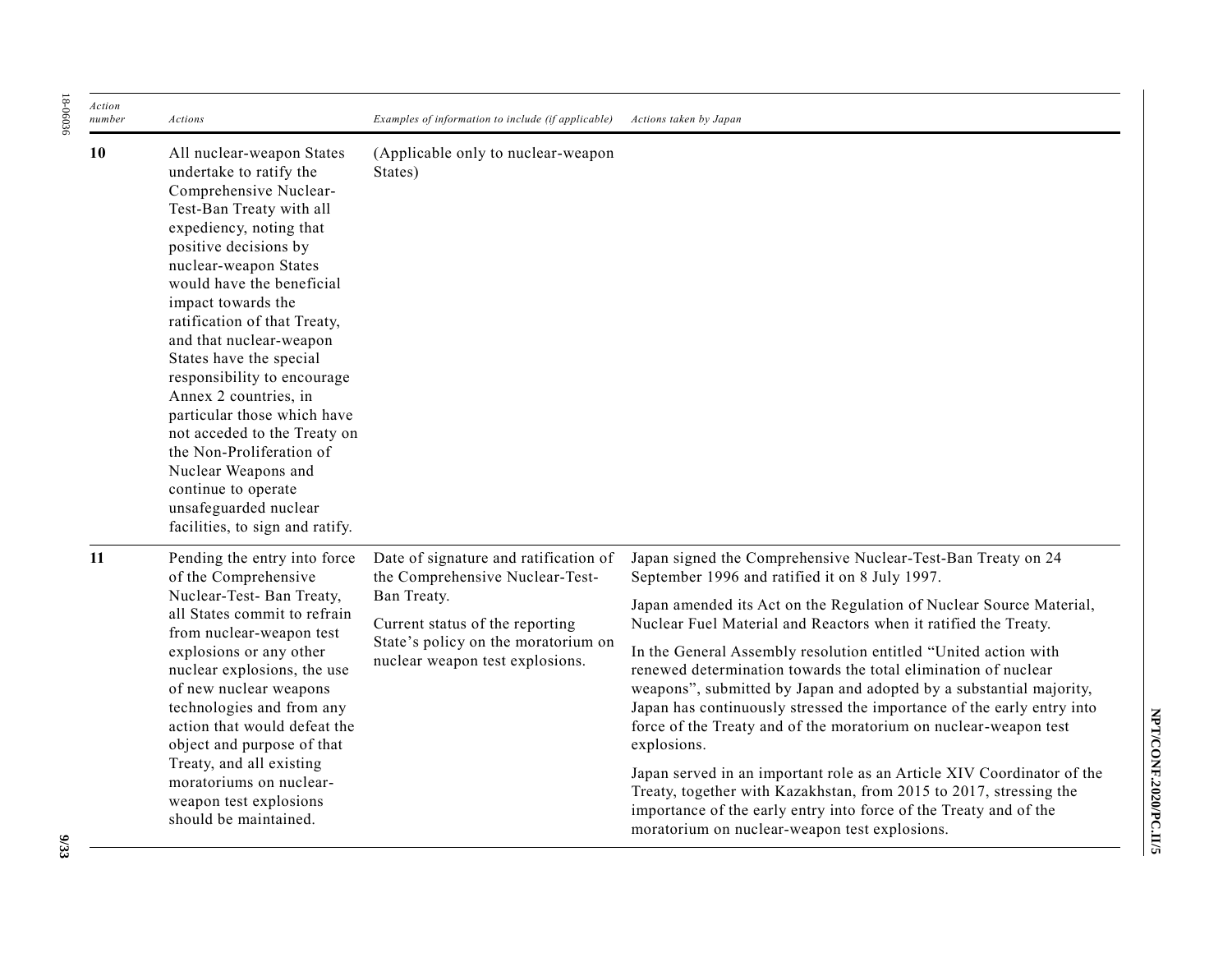| Action number | Actions | Examples of information to include (if applicable) | Actions taken by Japan |
|---|---|---|---|
| **10** | All nuclear-weapon States undertake to ratify the Comprehensive Nuclear-Test-Ban Treaty with all expediency, noting that positive decisions by nuclear-weapon States would have the beneficial impact towards the ratification of that Treaty, and that nuclear-weapon States have the special responsibility to encourage Annex 2 countries, in particular those which have not acceded to the Treaty on the Non-Proliferation of Nuclear Weapons and continue to operate unsafeguarded nuclear facilities, to sign and ratify. | (Applicable only to nuclear-weapon States) | |
| **11** | Pending the entry into force of the Comprehensive Nuclear-Test- Ban Treaty, all States commit to refrain from nuclear-weapon test explosions or any other nuclear explosions, the use of new nuclear weapons technologies and from any action that would defeat the object and purpose of that Treaty, and all existing moratoriums on nuclear-weapon test explosions should be maintained. | Date of signature and ratification of the Comprehensive Nuclear-Test-Ban Treaty.<br><br>Current status of the reporting State's policy on the moratorium on nuclear weapon test explosions. | Japan signed the Comprehensive Nuclear-Test-Ban Treaty on 24 September 1996 and ratified it on 8 July 1997.<br><br>Japan amended its Act on the Regulation of Nuclear Source Material, Nuclear Fuel Material and Reactors when it ratified the Treaty.<br><br>In the General Assembly resolution entitled "United action with renewed determination towards the total elimination of nuclear weapons", submitted by Japan and adopted by a substantial majority, Japan has continuously stressed the importance of the early entry into force of the Treaty and of the moratorium on nuclear-weapon test explosions.<br><br>Japan served in an important role as an Article XIV Coordinator of the Treaty, together with Kazakhstan, from 2015 to 2017, stressing the importance of the early entry into force of the Treaty and of the moratorium on nuclear-weapon test explosions. |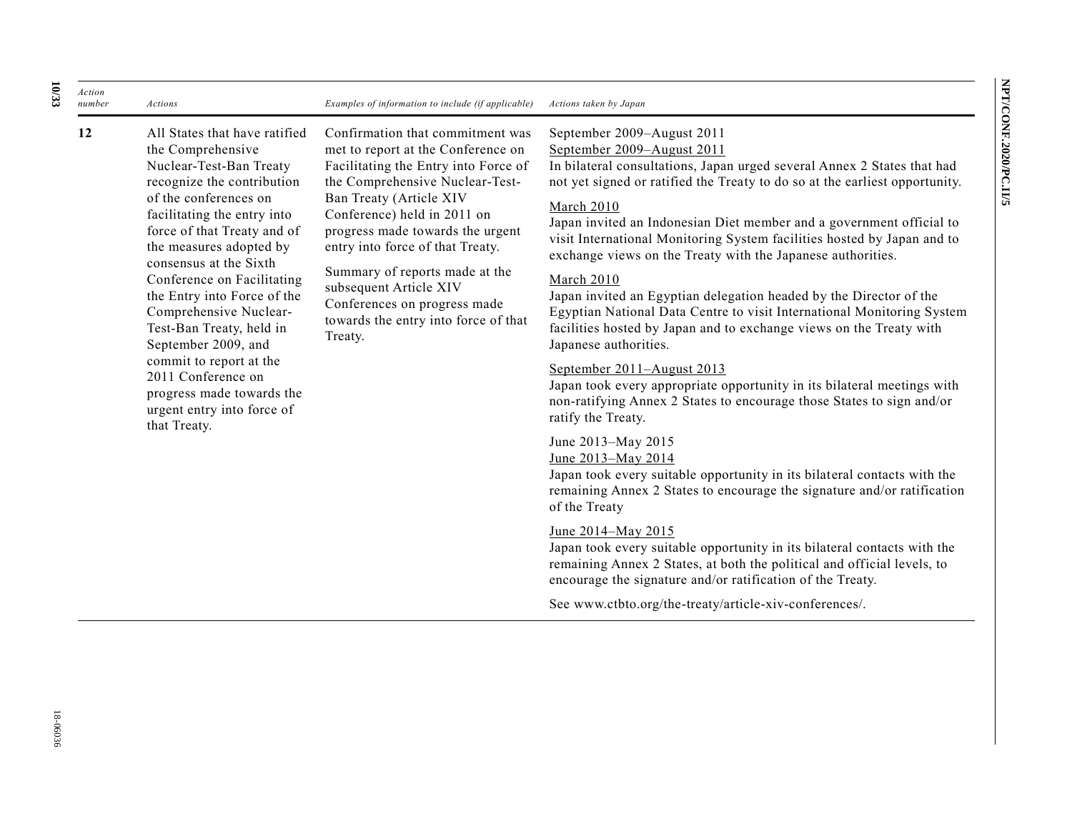| Action number | Actions | Examples of information to include (if applicable) | Actions taken by Japan |
|---|---|---|---|
| 12 | All States that have ratified the Comprehensive Nuclear-Test-Ban Treaty recognize the contribution of the conferences on facilitating the entry into force of that Treaty and of the measures adopted by consensus at the Sixth Conference on Facilitating the Entry into Force of the Comprehensive Nuclear-Test-Ban Treaty, held in September 2009, and commit to report at the 2011 Conference on progress made towards the urgent entry into force of that Treaty. | Confirmation that commitment was met to report at the Conference on Facilitating the Entry into Force of the Comprehensive Nuclear-Test-Ban Treaty (Article XIV Conference) held in 2011 on progress made towards the urgent entry into force of that Treaty.<br><br>Summary of reports made at the subsequent Article XIV Conferences on progress made towards the entry into force of that Treaty. | September 2009–August 2011<br>September 2009–August 2011<br>In bilateral consultations, Japan urged several Annex 2 States that had not yet signed or ratified the Treaty to do so at the earliest opportunity.<br><br>March 2010<br>Japan invited an Indonesian Diet member and a government official to visit International Monitoring System facilities hosted by Japan and to exchange views on the Treaty with the Japanese authorities.<br><br>March 2010<br>Japan invited an Egyptian delegation headed by the Director of the Egyptian National Data Centre to visit International Monitoring System facilities hosted by Japan and to exchange views on the Treaty with Japanese authorities.<br><br>September 2011–August 2013<br>Japan took every appropriate opportunity in its bilateral meetings with non-ratifying Annex 2 States to encourage those States to sign and/or ratify the Treaty.<br><br>June 2013–May 2015<br>June 2013–May 2014<br>Japan took every suitable opportunity in its bilateral contacts with the remaining Annex 2 States to encourage the signature and/or ratification of the Treaty<br><br>June 2014–May 2015<br>Japan took every suitable opportunity in its bilateral contacts with the remaining Annex 2 States, at both the political and official levels, to encourage the signature and/or ratification of the Treaty.<br><br>See www.ctbto.org/the-treaty/article-xiv-conferences/. |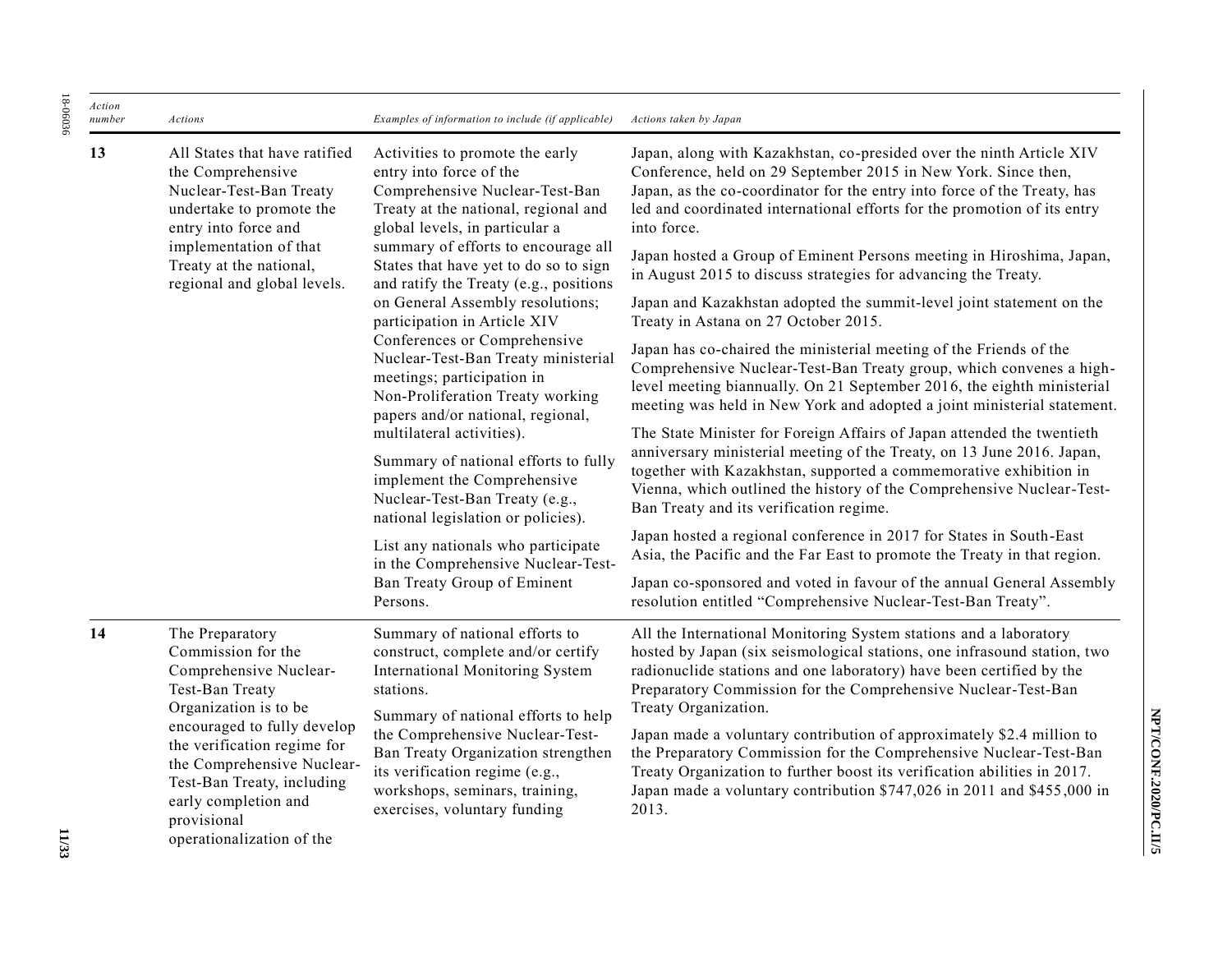| Action number | Actions | Examples of information to include (if applicable) | Actions taken by Japan |
|---|---|---|---|
| 13 | All States that have ratified the Comprehensive Nuclear-Test-Ban Treaty undertake to promote the entry into force and implementation of that Treaty at the national, regional and global levels. | Activities to promote the early entry into force of the Comprehensive Nuclear-Test-Ban Treaty at the national, regional and global levels, in particular a summary of efforts to encourage all States that have yet to do so to sign and ratify the Treaty (e.g., positions on General Assembly resolutions; participation in Article XIV Conferences or Comprehensive Nuclear-Test-Ban Treaty ministerial meetings; participation in Non-Proliferation Treaty working papers and/or national, regional, multilateral activities).<br><br>Summary of national efforts to fully implement the Comprehensive Nuclear-Test-Ban Treaty (e.g., national legislation or policies).<br><br>List any nationals who participate in the Comprehensive Nuclear-Test-Ban Treaty Group of Eminent Persons. | Japan, along with Kazakhstan, co-presided over the ninth Article XIV Conference, held on 29 September 2015 in New York. Since then, Japan, as the co-coordinator for the entry into force of the Treaty, has led and coordinated international efforts for the promotion of its entry into force.<br><br>Japan hosted a Group of Eminent Persons meeting in Hiroshima, Japan, in August 2015 to discuss strategies for advancing the Treaty.<br><br>Japan and Kazakhstan adopted the summit-level joint statement on the Treaty in Astana on 27 October 2015.<br><br>Japan has co-chaired the ministerial meeting of the Friends of the Comprehensive Nuclear-Test-Ban Treaty group, which convenes a high-level meeting biannually. On 21 September 2016, the eighth ministerial meeting was held in New York and adopted a joint ministerial statement.<br><br>The State Minister for Foreign Affairs of Japan attended the twentieth anniversary ministerial meeting of the Treaty, on 13 June 2016. Japan, together with Kazakhstan, supported a commemorative exhibition in Vienna, which outlined the history of the Comprehensive Nuclear-Test-Ban Treaty and its verification regime.<br><br>Japan hosted a regional conference in 2017 for States in South-East Asia, the Pacific and the Far East to promote the Treaty in that region.<br><br>Japan co-sponsored and voted in favour of the annual General Assembly resolution entitled "Comprehensive Nuclear-Test-Ban Treaty". |
| 14 | The Preparatory Commission for the Comprehensive Nuclear-Test-Ban Treaty Organization is to be encouraged to fully develop the verification regime for the Comprehensive Nuclear-Test-Ban Treaty, including early completion and provisional operationalization of the | Summary of national efforts to construct, complete and/or certify International Monitoring System stations.<br><br>Summary of national efforts to help the Comprehensive Nuclear-Test-Ban Treaty Organization strengthen its verification regime (e.g., workshops, seminars, training, exercises, voluntary funding | All the International Monitoring System stations and a laboratory hosted by Japan (six seismological stations, one infrasound station, two radionuclide stations and one laboratory) have been certified by the Preparatory Commission for the Comprehensive Nuclear-Test-Ban Treaty Organization.<br><br>Japan made a voluntary contribution of approximately $2.4 million to the Preparatory Commission for the Comprehensive Nuclear-Test-Ban Treaty Organization to further boost its verification abilities in 2017. Japan made a voluntary contribution $747,026 in 2011 and $455,000 in 2013. |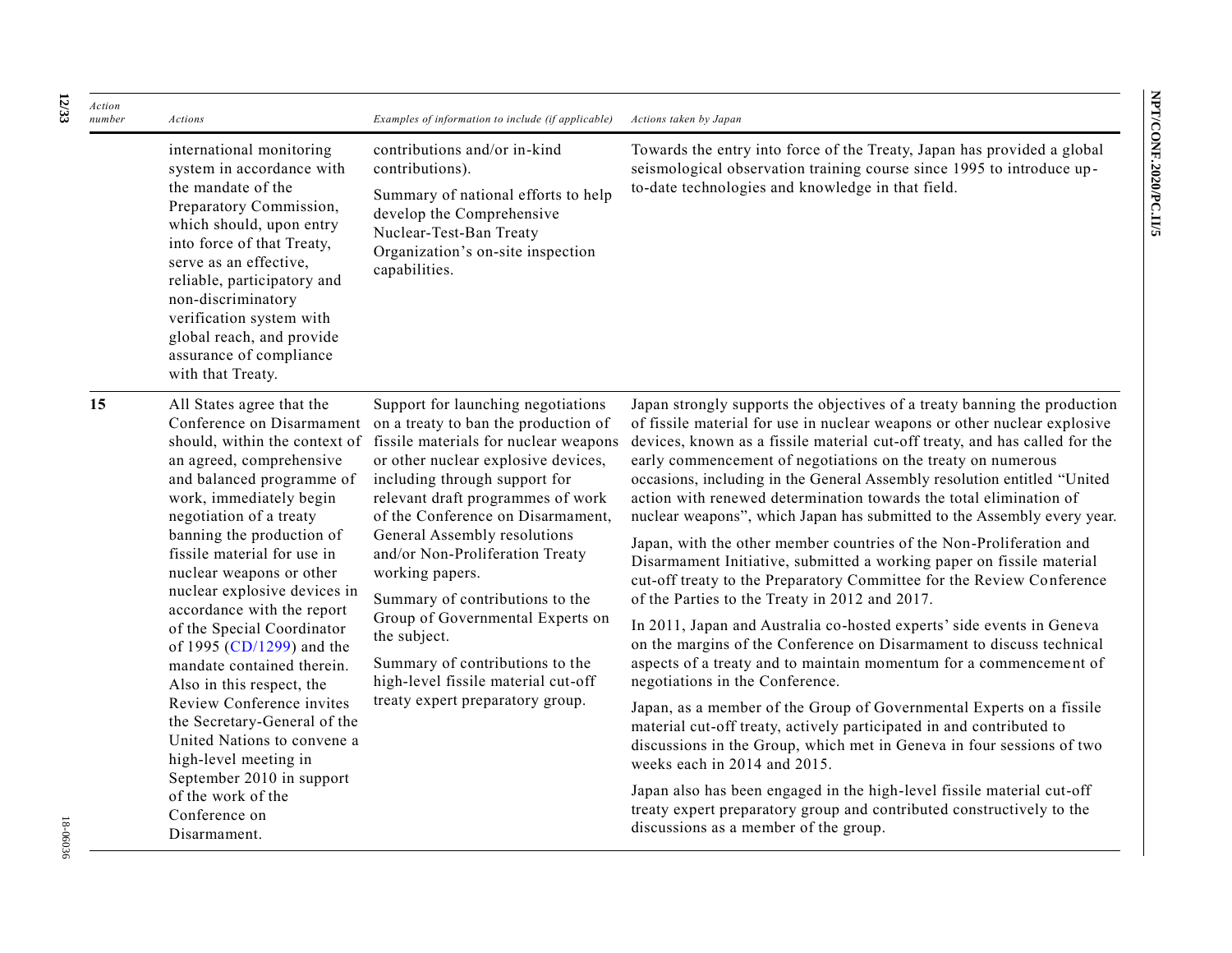| Action number | Actions | Examples of information to include (if applicable) | Actions taken by Japan |
|---|---|---|---|
| | international monitoring system in accordance with the mandate of the Preparatory Commission, which should, upon entry into force of that Treaty, serve as an effective, reliable, participatory and non-discriminatory verification system with global reach, and provide assurance of compliance with that Treaty. | contributions and/or in-kind contributions).<br><br>Summary of national efforts to help develop the Comprehensive Nuclear-Test-Ban Treaty Organization's on-site inspection capabilities. | Towards the entry into force of the Treaty, Japan has provided a global seismological observation training course since 1995 to introduce up-to-date technologies and knowledge in that field. |
| **15** | All States agree that the Conference on Disarmament should, within the context of an agreed, comprehensive and balanced programme of work, immediately begin negotiation of a treaty banning the production of fissile material for use in nuclear weapons or other nuclear explosive devices in accordance with the report of the Special Coordinator of 1995 (CD/1299) and the mandate contained therein. Also in this respect, the Review Conference invites the Secretary-General of the United Nations to convene a high-level meeting in September 2010 in support of the work of the Conference on Disarmament. | Support for launching negotiations on a treaty to ban the production of fissile materials for nuclear weapons or other nuclear explosive devices, including through support for relevant draft programmes of work of the Conference on Disarmament, General Assembly resolutions and/or Non-Proliferation Treaty working papers.<br><br>Summary of contributions to the Group of Governmental Experts on the subject.<br><br>Summary of contributions to the high-level fissile material cut-off treaty expert preparatory group. | Japan strongly supports the objectives of a treaty banning the production of fissile material for use in nuclear weapons or other nuclear explosive devices, known as a fissile material cut-off treaty, and has called for the early commencement of negotiations on the treaty on numerous occasions, including in the General Assembly resolution entitled "United action with renewed determination towards the total elimination of nuclear weapons", which Japan has submitted to the Assembly every year.<br><br>Japan, with the other member countries of the Non-Proliferation and Disarmament Initiative, submitted a working paper on fissile material cut-off treaty to the Preparatory Committee for the Review Conference of the Parties to the Treaty in 2012 and 2017.<br><br>In 2011, Japan and Australia co-hosted experts' side events in Geneva on the margins of the Conference on Disarmament to discuss technical aspects of a treaty and to maintain momentum for a commencement of negotiations in the Conference.<br><br>Japan, as a member of the Group of Governmental Experts on a fissile material cut-off treaty, actively participated in and contributed to discussions in the Group, which met in Geneva in four sessions of two weeks each in 2014 and 2015.<br><br>Japan also has been engaged in the high-level fissile material cut-off treaty expert preparatory group and contributed constructively to the discussions as a member of the group. |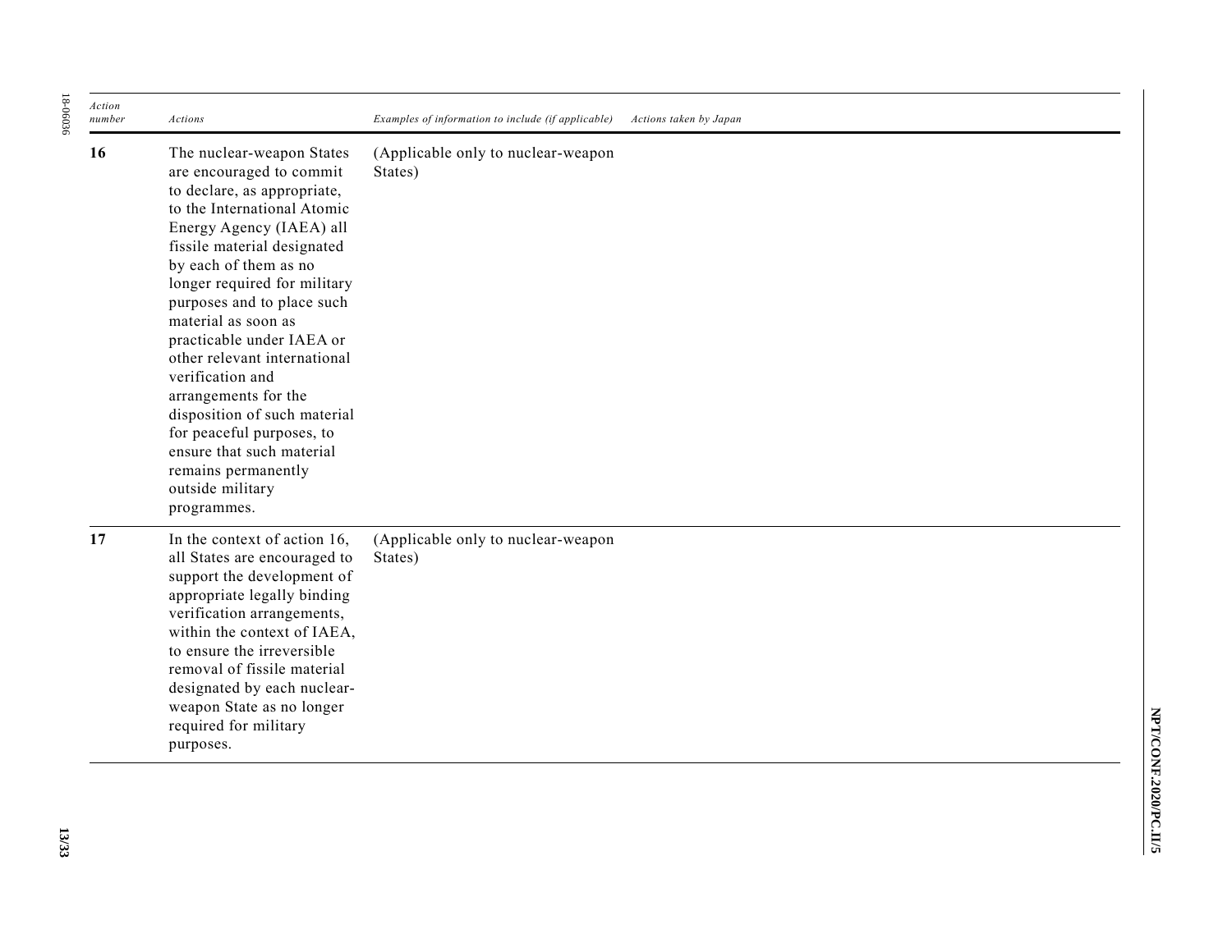| *Action number* | *Actions* | *Examples of information to include (if applicable)* | *Actions taken by Japan* |
|---|---|---|---|
| **16** | The nuclear-weapon States are encouraged to commit to declare, as appropriate, to the International Atomic Energy Agency (IAEA) all fissile material designated by each of them as no longer required for military purposes and to place such material as soon as practicable under IAEA or other relevant international verification and arrangements for the disposition of such material for peaceful purposes, to ensure that such material remains permanently outside military programmes. | (Applicable only to nuclear-weapon States) | |
| **17** | In the context of action 16, all States are encouraged to support the development of appropriate legally binding verification arrangements, within the context of IAEA, to ensure the irreversible removal of fissile material designated by each nuclear-weapon State as no longer required for military purposes. | (Applicable only to nuclear-weapon States) | |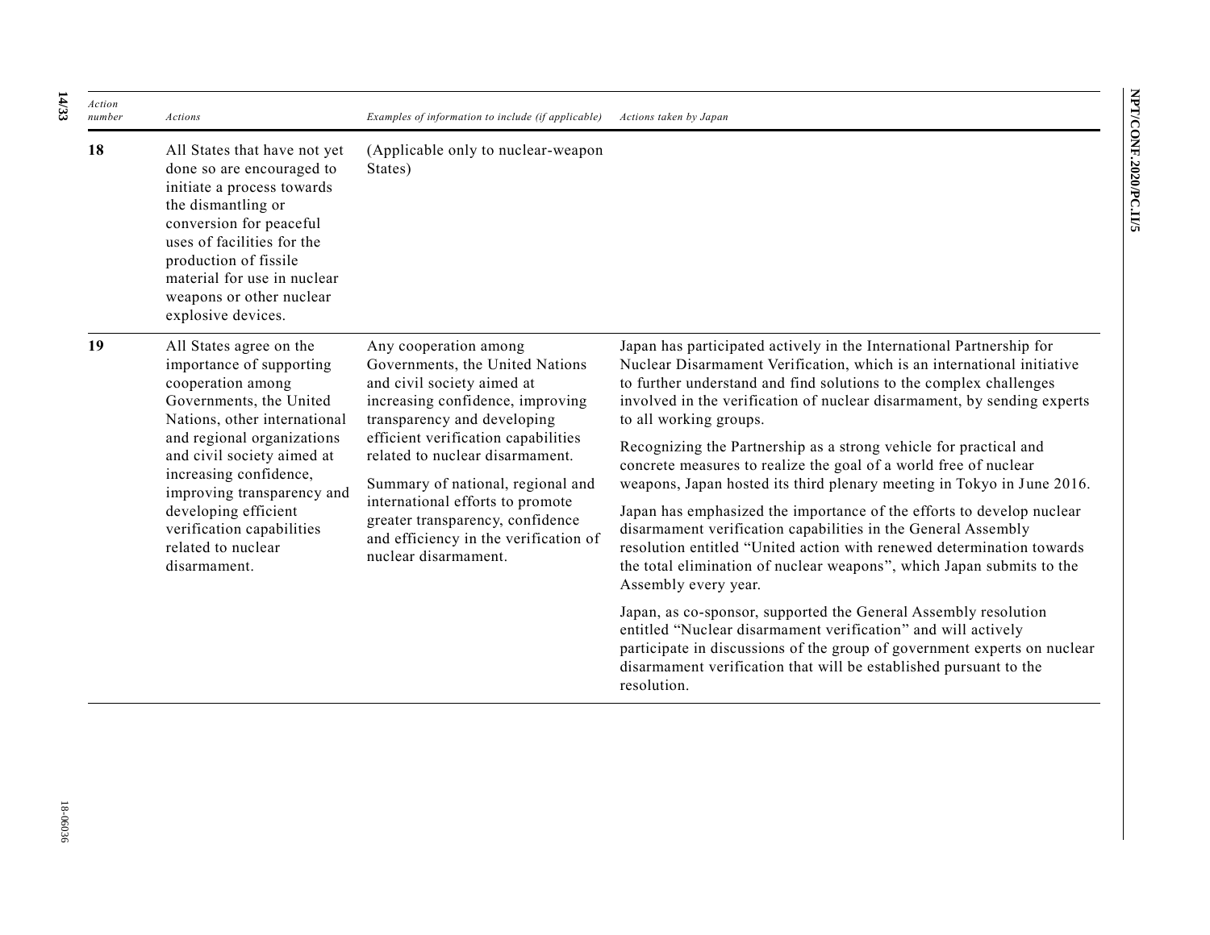| *Action number* | *Actions* | *Examples of information to include (if applicable)* | *Actions taken by Japan* |
|---|---|---|---|
| **18** | All States that have not yet done so are encouraged to initiate a process towards the dismantling or conversion for peaceful uses of facilities for the production of fissile material for use in nuclear weapons or other nuclear explosive devices. | (Applicable only to nuclear-weapon States) | |
| **19** | All States agree on the importance of supporting cooperation among Governments, the United Nations, other international and regional organizations and civil society aimed at increasing confidence, improving transparency and developing efficient verification capabilities related to nuclear disarmament. | Any cooperation among Governments, the United Nations and civil society aimed at increasing confidence, improving transparency and developing efficient verification capabilities related to nuclear disarmament.<br><br>Summary of national, regional and international efforts to promote greater transparency, confidence and efficiency in the verification of nuclear disarmament. | Japan has participated actively in the International Partnership for Nuclear Disarmament Verification, which is an international initiative to further understand and find solutions to the complex challenges involved in the verification of nuclear disarmament, by sending experts to all working groups.<br><br>Recognizing the Partnership as a strong vehicle for practical and concrete measures to realize the goal of a world free of nuclear weapons, Japan hosted its third plenary meeting in Tokyo in June 2016.<br><br>Japan has emphasized the importance of the efforts to develop nuclear disarmament verification capabilities in the General Assembly resolution entitled "United action with renewed determination towards the total elimination of nuclear weapons", which Japan submits to the Assembly every year.<br><br>Japan, as co-sponsor, supported the General Assembly resolution entitled "Nuclear disarmament verification" and will actively participate in discussions of the group of government experts on nuclear disarmament verification that will be established pursuant to the resolution. |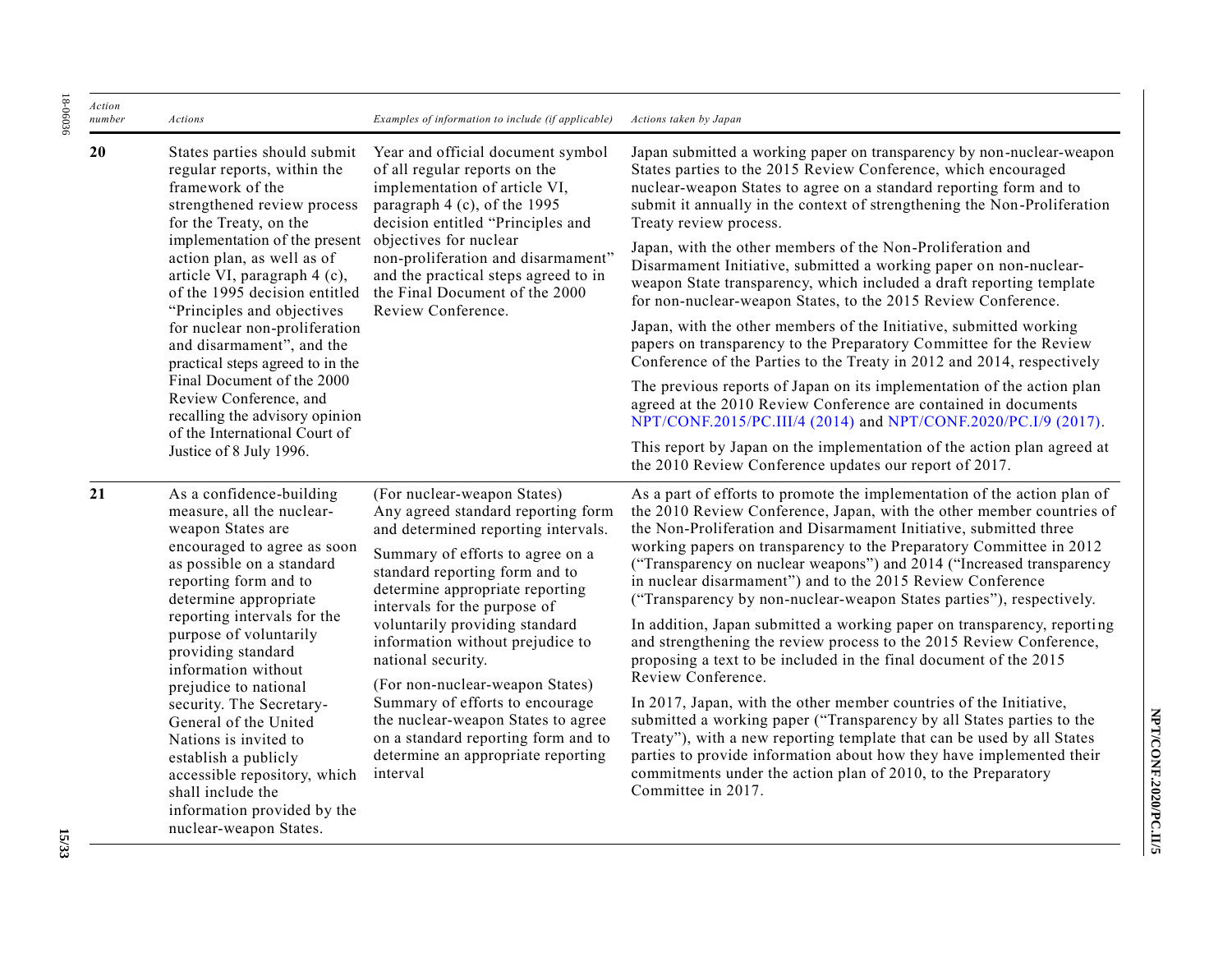| *Action number* | *Actions* | *Examples of information to include (if applicable)* | *Actions taken by Japan* |
|---|---|---|---|
| **20** | States parties should submit regular reports, within the framework of the strengthened review process for the Treaty, on the implementation of the present action plan, as well as of article VI, paragraph 4 (c), of the 1995 decision entitled "Principles and objectives for nuclear non-proliferation and disarmament", and the practical steps agreed to in the Final Document of the 2000 Review Conference, and recalling the advisory opinion of the International Court of Justice of 8 July 1996. | Year and official document symbol of all regular reports on the implementation of article VI, paragraph 4 (c), of the 1995 decision entitled "Principles and objectives for nuclear non-proliferation and disarmament" and the practical steps agreed to in the Final Document of the 2000 Review Conference. | Japan submitted a working paper on transparency by non-nuclear-weapon States parties to the 2015 Review Conference, which encouraged nuclear-weapon States to agree on a standard reporting form and to submit it annually in the context of strengthening the Non-Proliferation Treaty review process.<br><br>Japan, with the other members of the Non-Proliferation and Disarmament Initiative, submitted a working paper on non-nuclear-weapon State transparency, which included a draft reporting template for non-nuclear-weapon States, to the 2015 Review Conference.<br><br>Japan, with the other members of the Initiative, submitted working papers on transparency to the Preparatory Committee for the Review Conference of the Parties to the Treaty in 2012 and 2014, respectively<br><br>The previous reports of Japan on its implementation of the action plan agreed at the 2010 Review Conference are contained in documents NPT/CONF.2015/PC.III/4 (2014) and NPT/CONF.2020/PC.I/9 (2017).<br><br>This report by Japan on the implementation of the action plan agreed at the 2010 Review Conference updates our report of 2017. |
| **21** | As a confidence-building measure, all the nuclear-weapon States are encouraged to agree as soon as possible on a standard reporting form and to determine appropriate reporting intervals for the purpose of voluntarily providing standard information without prejudice to national security. The Secretary-General of the United Nations is invited to establish a publicly accessible repository, which shall include the information provided by the nuclear-weapon States. | (For nuclear-weapon States)<br>Any agreed standard reporting form and determined reporting intervals.<br><br>Summary of efforts to agree on a standard reporting form and to determine appropriate reporting intervals for the purpose of voluntarily providing standard information without prejudice to national security.<br><br>(For non-nuclear-weapon States)<br>Summary of efforts to encourage the nuclear-weapon States to agree on a standard reporting form and to determine an appropriate reporting interval | As a part of efforts to promote the implementation of the action plan of the 2010 Review Conference, Japan, with the other member countries of the Non-Proliferation and Disarmament Initiative, submitted three working papers on transparency to the Preparatory Committee in 2012 ("Transparency on nuclear weapons") and 2014 ("Increased transparency in nuclear disarmament") and to the 2015 Review Conference ("Transparency by non-nuclear-weapon States parties"), respectively.<br><br>In addition, Japan submitted a working paper on transparency, reporting and strengthening the review process to the 2015 Review Conference, proposing a text to be included in the final document of the 2015 Review Conference.<br><br>In 2017, Japan, with the other member countries of the Initiative, submitted a working paper ("Transparency by all States parties to the Treaty"), with a new reporting template that can be used by all States parties to provide information about how they have implemented their commitments under the action plan of 2010, to the Preparatory Committee in 2017. |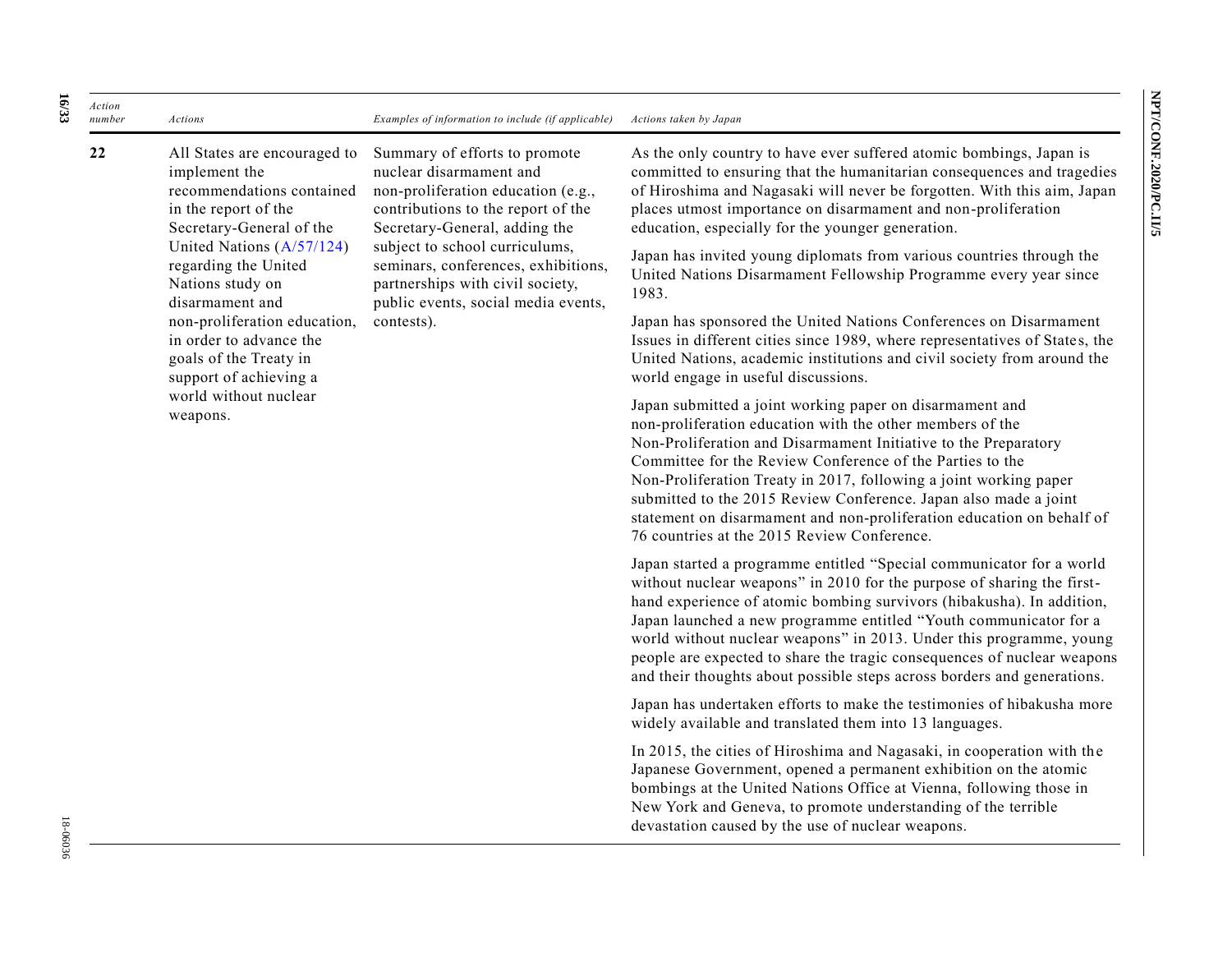| Action number | Actions | Examples of information to include (if applicable) | Actions taken by Japan |
| --- | --- | --- | --- |
| 22 | All States are encouraged to implement the recommendations contained in the report of the Secretary-General of the United Nations (A/57/124) regarding the United Nations study on disarmament and non-proliferation education, in order to advance the goals of the Treaty in support of achieving a world without nuclear weapons. | Summary of efforts to promote nuclear disarmament and non-proliferation education (e.g., contributions to the report of the Secretary-General, adding the subject to school curriculums, seminars, conferences, exhibitions, partnerships with civil society, public events, social media events, contests). | As the only country to have ever suffered atomic bombings, Japan is committed to ensuring that the humanitarian consequences and tragedies of Hiroshima and Nagasaki will never be forgotten. With this aim, Japan places utmost importance on disarmament and non-proliferation education, especially for the younger generation.<br><br>Japan has invited young diplomats from various countries through the United Nations Disarmament Fellowship Programme every year since 1983.<br><br>Japan has sponsored the United Nations Conferences on Disarmament Issues in different cities since 1989, where representatives of States, the United Nations, academic institutions and civil society from around the world engage in useful discussions.<br><br>Japan submitted a joint working paper on disarmament and non-proliferation education with the other members of the Non-Proliferation and Disarmament Initiative to the Preparatory Committee for the Review Conference of the Parties to the Non-Proliferation Treaty in 2017, following a joint working paper submitted to the 2015 Review Conference. Japan also made a joint statement on disarmament and non-proliferation education on behalf of 76 countries at the 2015 Review Conference.<br><br>Japan started a programme entitled "Special communicator for a world without nuclear weapons" in 2010 for the purpose of sharing the first-hand experience of atomic bombing survivors (hibakusha). In addition, Japan launched a new programme entitled "Youth communicator for a world without nuclear weapons" in 2013. Under this programme, young people are expected to share the tragic consequences of nuclear weapons and their thoughts about possible steps across borders and generations.<br><br>Japan has undertaken efforts to make the testimonies of hibakusha more widely available and translated them into 13 languages.<br><br>In 2015, the cities of Hiroshima and Nagasaki, in cooperation with the Japanese Government, opened a permanent exhibition on the atomic bombings at the United Nations Office at Vienna, following those in New York and Geneva, to promote understanding of the terrible devastation caused by the use of nuclear weapons. |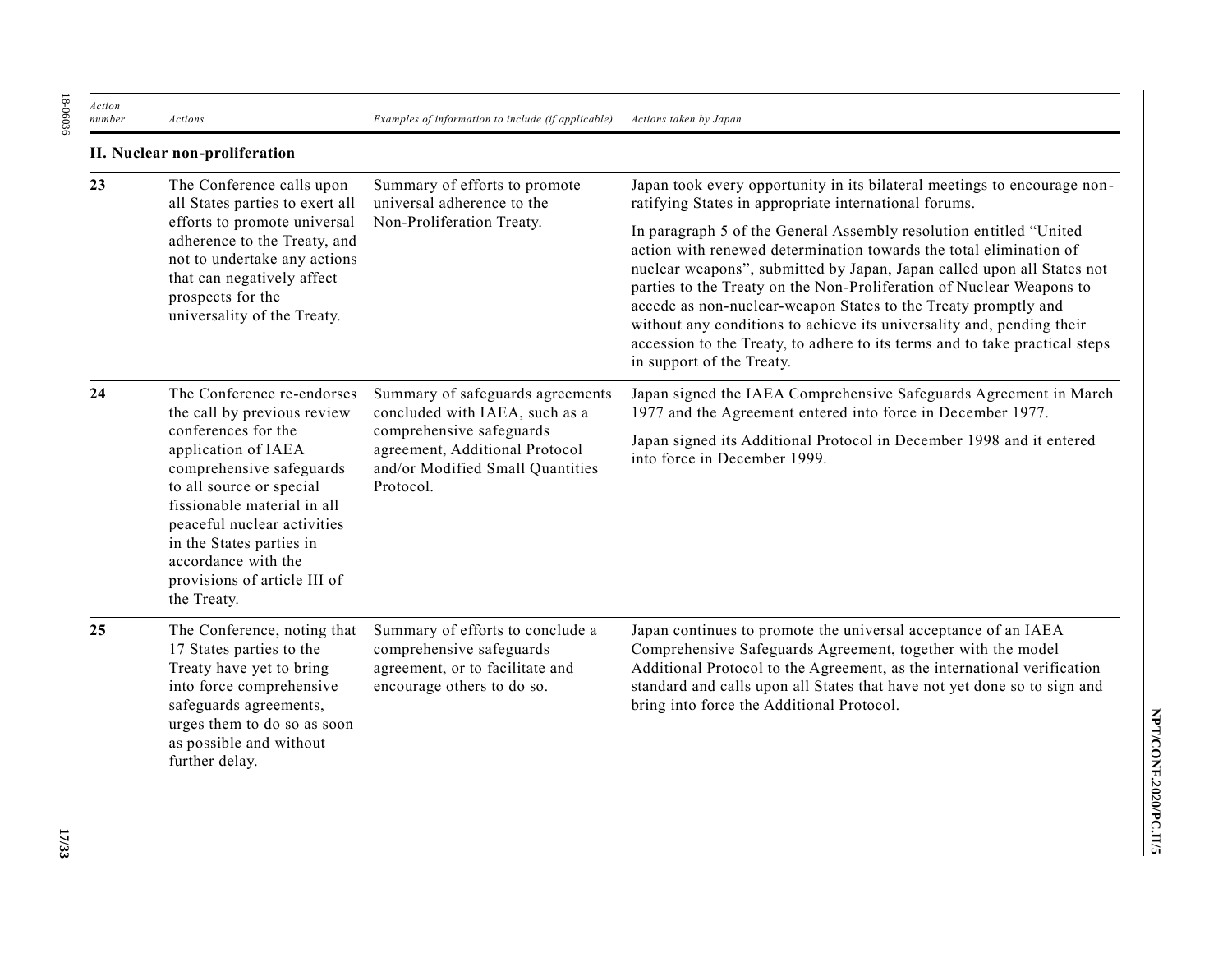| Action number | Actions | Examples of information to include (if applicable) | Actions taken by Japan |
|---|---|---|---|
| **II. Nuclear non-proliferation** | | | |
| **23** | The Conference calls upon all States parties to exert all efforts to promote universal adherence to the Treaty, and not to undertake any actions that can negatively affect prospects for the universality of the Treaty. | Summary of efforts to promote universal adherence to the Non-Proliferation Treaty. | Japan took every opportunity in its bilateral meetings to encourage non-ratifying States in appropriate international forums.<br><br>In paragraph 5 of the General Assembly resolution entitled "United action with renewed determination towards the total elimination of nuclear weapons", submitted by Japan, Japan called upon all States not parties to the Treaty on the Non-Proliferation of Nuclear Weapons to accede as non-nuclear-weapon States to the Treaty promptly and without any conditions to achieve its universality and, pending their accession to the Treaty, to adhere to its terms and to take practical steps in support of the Treaty. |
| **24** | The Conference re-endorses the call by previous review conferences for the application of IAEA comprehensive safeguards to all source or special fissionable material in all peaceful nuclear activities in the States parties in accordance with the provisions of article III of the Treaty. | Summary of safeguards agreements concluded with IAEA, such as a comprehensive safeguards agreement, Additional Protocol and/or Modified Small Quantities Protocol. | Japan signed the IAEA Comprehensive Safeguards Agreement in March 1977 and the Agreement entered into force in December 1977.<br><br>Japan signed its Additional Protocol in December 1998 and it entered into force in December 1999. |
| **25** | The Conference, noting that 17 States parties to the Treaty have yet to bring into force comprehensive safeguards agreements, urges them to do so as soon as possible and without further delay. | Summary of efforts to conclude a comprehensive safeguards agreement, or to facilitate and encourage others to do so. | Japan continues to promote the universal acceptance of an IAEA Comprehensive Safeguards Agreement, together with the model Additional Protocol to the Agreement, as the international verification standard and calls upon all States that have not yet done so to sign and bring into force the Additional Protocol. |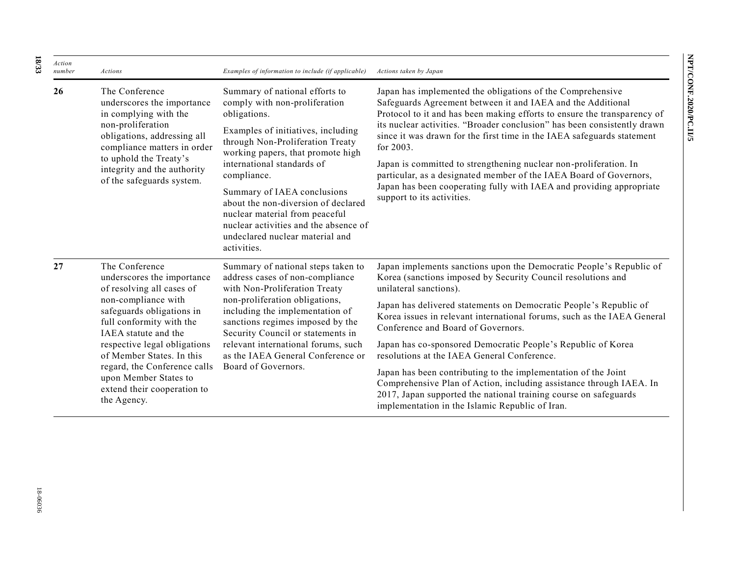| *Action number* | *Actions* | *Examples of information to include (if applicable)* | *Actions taken by Japan* |
| --- | --- | --- | --- |
| **26** | The Conference underscores the importance in complying with the non-proliferation obligations, addressing all compliance matters in order to uphold the Treaty's integrity and the authority of the safeguards system. | Summary of national efforts to comply with non-proliferation obligations.<br><br>Examples of initiatives, including through Non-Proliferation Treaty working papers, that promote high international standards of compliance.<br><br>Summary of IAEA conclusions about the non-diversion of declared nuclear material from peaceful nuclear activities and the absence of undeclared nuclear material and activities. | Japan has implemented the obligations of the Comprehensive Safeguards Agreement between it and IAEA and the Additional Protocol to it and has been making efforts to ensure the transparency of its nuclear activities. "Broader conclusion" has been consistently drawn since it was drawn for the first time in the IAEA safeguards statement for 2003.<br><br>Japan is committed to strengthening nuclear non-proliferation. In particular, as a designated member of the IAEA Board of Governors, Japan has been cooperating fully with IAEA and providing appropriate support to its activities. |
| **27** | The Conference underscores the importance of resolving all cases of non-compliance with safeguards obligations in full conformity with the IAEA statute and the respective legal obligations of Member States. In this regard, the Conference calls upon Member States to extend their cooperation to the Agency. | Summary of national steps taken to address cases of non-compliance with Non-Proliferation Treaty non-proliferation obligations, including the implementation of sanctions regimes imposed by the Security Council or statements in relevant international forums, such as the IAEA General Conference or Board of Governors. | Japan implements sanctions upon the Democratic People's Republic of Korea (sanctions imposed by Security Council resolutions and unilateral sanctions).<br><br>Japan has delivered statements on Democratic People's Republic of Korea issues in relevant international forums, such as the IAEA General Conference and Board of Governors.<br><br>Japan has co-sponsored Democratic People's Republic of Korea resolutions at the IAEA General Conference.<br><br>Japan has been contributing to the implementation of the Joint Comprehensive Plan of Action, including assistance through IAEA. In 2017, Japan supported the national training course on safeguards implementation in the Islamic Republic of Iran. |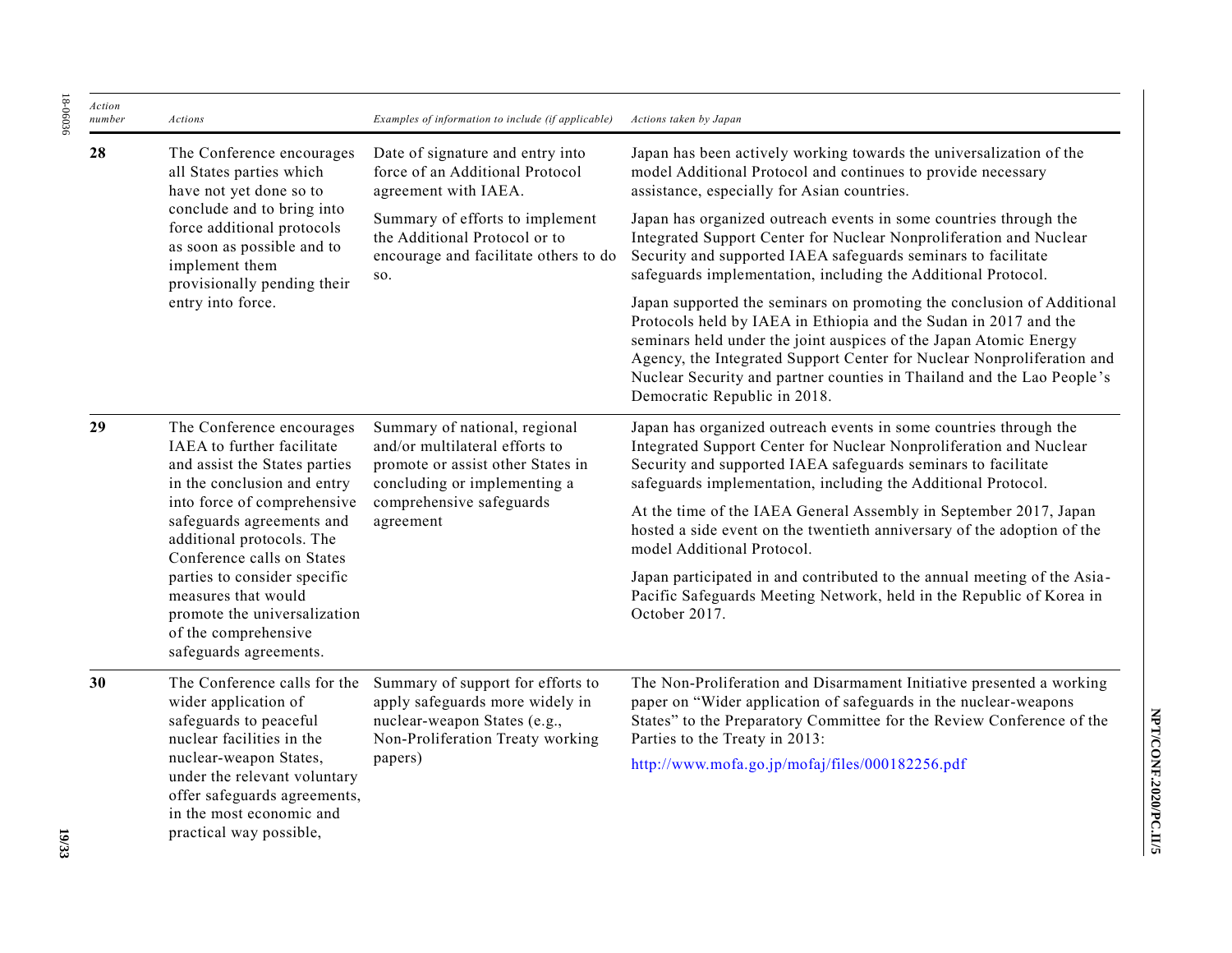| Action number | Actions | Examples of information to include (if applicable) | Actions taken by Japan |
|---|---|---|---|
| **28** | The Conference encourages all States parties which have not yet done so to conclude and to bring into force additional protocols as soon as possible and to implement them provisionally pending their entry into force. | Date of signature and entry into force of an Additional Protocol agreement with IAEA.<br><br>Summary of efforts to implement the Additional Protocol or to encourage and facilitate others to do so. | Japan has been actively working towards the universalization of the model Additional Protocol and continues to provide necessary assistance, especially for Asian countries.<br><br>Japan has organized outreach events in some countries through the Integrated Support Center for Nuclear Nonproliferation and Nuclear Security and supported IAEA safeguards seminars to facilitate safeguards implementation, including the Additional Protocol.<br><br>Japan supported the seminars on promoting the conclusion of Additional Protocols held by IAEA in Ethiopia and the Sudan in 2017 and the seminars held under the joint auspices of the Japan Atomic Energy Agency, the Integrated Support Center for Nuclear Nonproliferation and Nuclear Security and partner counties in Thailand and the Lao People's Democratic Republic in 2018. |
| **29** | The Conference encourages IAEA to further facilitate and assist the States parties in the conclusion and entry into force of comprehensive safeguards agreements and additional protocols. The Conference calls on States parties to consider specific measures that would promote the universalization of the comprehensive safeguards agreements. | Summary of national, regional and/or multilateral efforts to promote or assist other States in concluding or implementing a comprehensive safeguards agreement | Japan has organized outreach events in some countries through the Integrated Support Center for Nuclear Nonproliferation and Nuclear Security and supported IAEA safeguards seminars to facilitate safeguards implementation, including the Additional Protocol.<br><br>At the time of the IAEA General Assembly in September 2017, Japan hosted a side event on the twentieth anniversary of the adoption of the model Additional Protocol.<br><br>Japan participated in and contributed to the annual meeting of the Asia-Pacific Safeguards Meeting Network, held in the Republic of Korea in October 2017. |
| **30** | The Conference calls for the wider application of safeguards to peaceful nuclear facilities in the nuclear-weapon States, under the relevant voluntary offer safeguards agreements, in the most economic and practical way possible, | Summary of support for efforts to apply safeguards more widely in nuclear-weapon States (e.g., Non-Proliferation Treaty working papers) | The Non-Proliferation and Disarmament Initiative presented a working paper on "Wider application of safeguards in the nuclear-weapons States" to the Preparatory Committee for the Review Conference of the Parties to the Treaty in 2013:<br><br>http://www.mofa.go.jp/mofaj/files/000182256.pdf |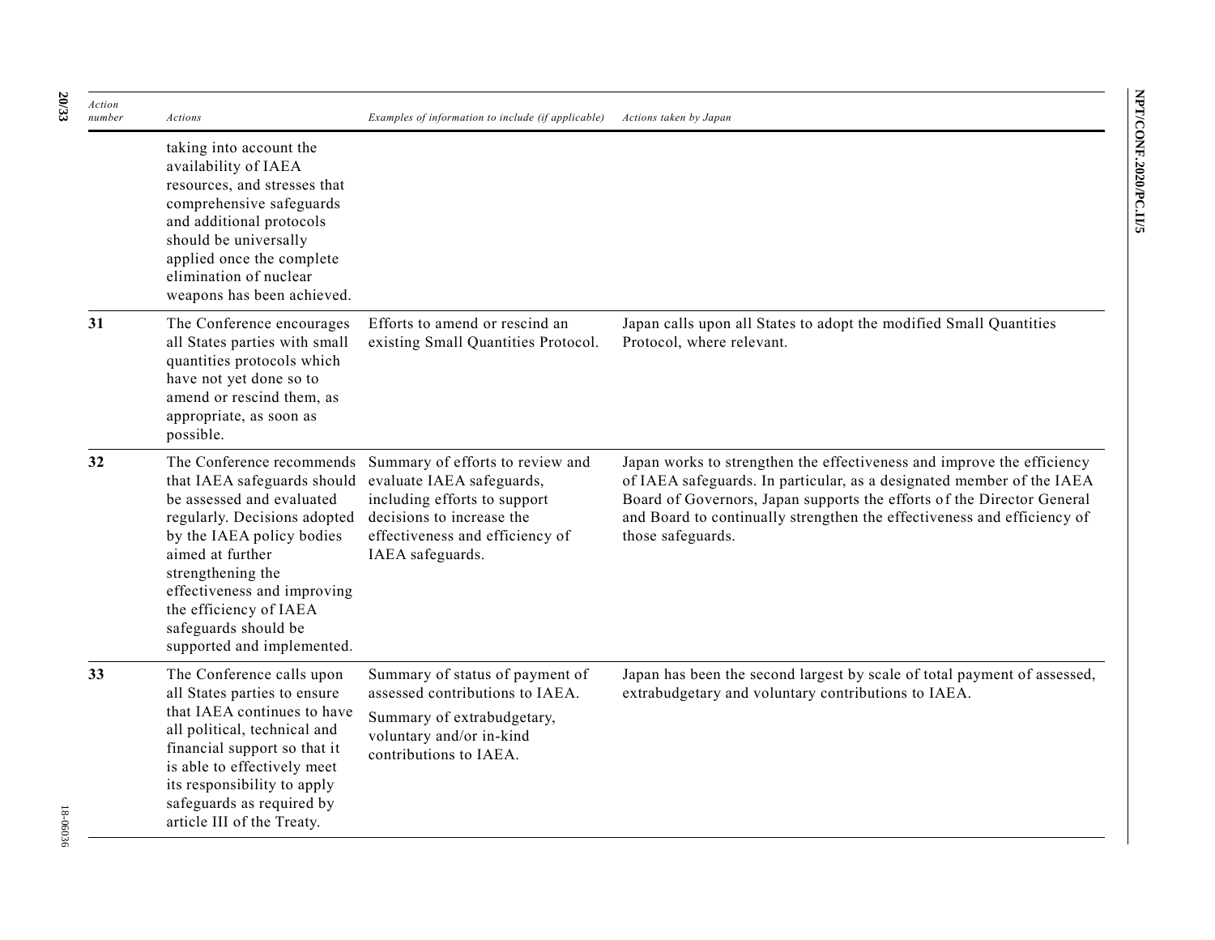| Action number | Actions | Examples of information to include (if applicable) | Actions taken by Japan |
|---|---|---|---|
| | taking into account the availability of IAEA resources, and stresses that comprehensive safeguards and additional protocols should be universally applied once the complete elimination of nuclear weapons has been achieved. | | |
| **31** | The Conference encourages all States parties with small quantities protocols which have not yet done so to amend or rescind them, as appropriate, as soon as possible. | Efforts to amend or rescind an existing Small Quantities Protocol. | Japan calls upon all States to adopt the modified Small Quantities Protocol, where relevant. |
| **32** | The Conference recommends that IAEA safeguards should be assessed and evaluated regularly. Decisions adopted by the IAEA policy bodies aimed at further strengthening the effectiveness and improving the efficiency of IAEA safeguards should be supported and implemented. | Summary of efforts to review and evaluate IAEA safeguards, including efforts to support decisions to increase the effectiveness and efficiency of IAEA safeguards. | Japan works to strengthen the effectiveness and improve the efficiency of IAEA safeguards. In particular, as a designated member of the IAEA Board of Governors, Japan supports the efforts of the Director General and Board to continually strengthen the effectiveness and efficiency of those safeguards. |
| **33** | The Conference calls upon all States parties to ensure that IAEA continues to have all political, technical and financial support so that it is able to effectively meet its responsibility to apply safeguards as required by article III of the Treaty. | Summary of status of payment of assessed contributions to IAEA.<br>Summary of extrabudgetary, voluntary and/or in-kind contributions to IAEA. | Japan has been the second largest by scale of total payment of assessed, extrabudgetary and voluntary contributions to IAEA. |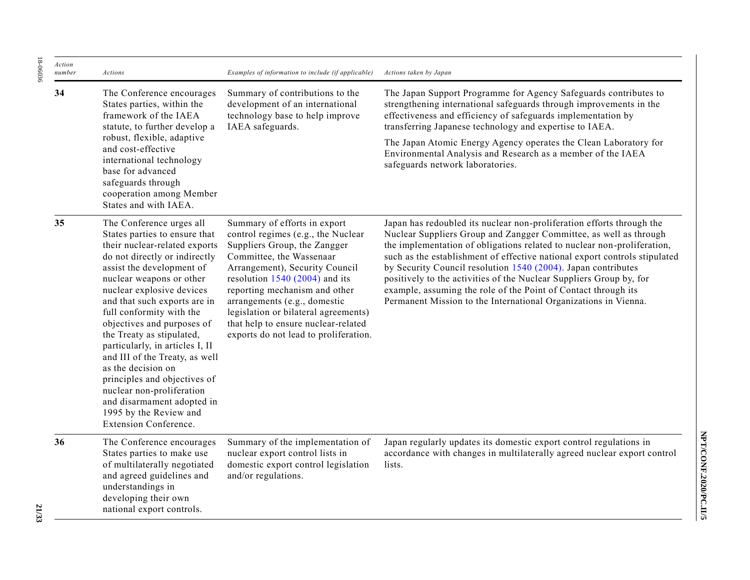| Action number | Actions | Examples of information to include (if applicable) | Actions taken by Japan |
|---|---|---|---|
| **34** | The Conference encourages States parties, within the framework of the IAEA statute, to further develop a robust, flexible, adaptive and cost-effective international technology base for advanced safeguards through cooperation among Member States and with IAEA. | Summary of contributions to the development of an international technology base to help improve IAEA safeguards. | The Japan Support Programme for Agency Safeguards contributes to strengthening international safeguards through improvements in the effectiveness and efficiency of safeguards implementation by transferring Japanese technology and expertise to IAEA.<br><br>The Japan Atomic Energy Agency operates the Clean Laboratory for Environmental Analysis and Research as a member of the IAEA safeguards network laboratories. |
| **35** | The Conference urges all States parties to ensure that their nuclear-related exports do not directly or indirectly assist the development of nuclear weapons or other nuclear explosive devices and that such exports are in full conformity with the objectives and purposes of the Treaty as stipulated, particularly, in articles I, II and III of the Treaty, as well as the decision on principles and objectives of nuclear non-proliferation and disarmament adopted in 1995 by the Review and Extension Conference. | Summary of efforts in export control regimes (e.g., the Nuclear Suppliers Group, the Zangger Committee, the Wassenaar Arrangement), Security Council resolution 1540 (2004) and its reporting mechanism and other arrangements (e.g., domestic legislation or bilateral agreements) that help to ensure nuclear-related exports do not lead to proliferation. | Japan has redoubled its nuclear non-proliferation efforts through the Nuclear Suppliers Group and Zangger Committee, as well as through the implementation of obligations related to nuclear non-proliferation, such as the establishment of effective national export controls stipulated by Security Council resolution 1540 (2004). Japan contributes positively to the activities of the Nuclear Suppliers Group by, for example, assuming the role of the Point of Contact through its Permanent Mission to the International Organizations in Vienna. |
| **36** | The Conference encourages States parties to make use of multilaterally negotiated and agreed guidelines and understandings in developing their own national export controls. | Summary of the implementation of nuclear export control lists in domestic export control legislation and/or regulations. | Japan regularly updates its domestic export control regulations in accordance with changes in multilaterally agreed nuclear export control lists. |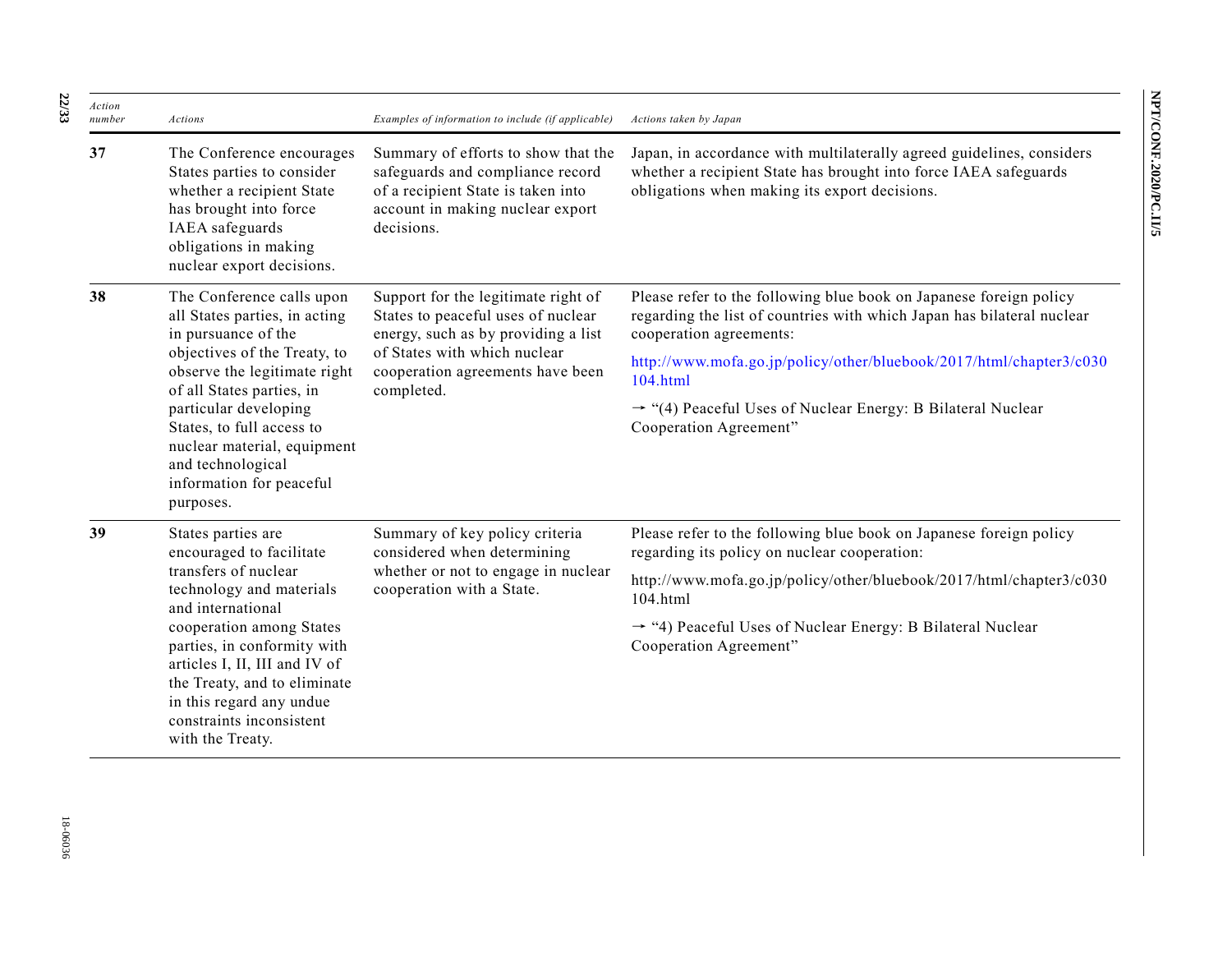| Action number | Actions | Examples of information to include (if applicable) | Actions taken by Japan |
|---|---|---|---|
| **37** | The Conference encourages States parties to consider whether a recipient State has brought into force IAEA safeguards obligations in making nuclear export decisions. | Summary of efforts to show that the safeguards and compliance record of a recipient State is taken into account in making nuclear export decisions. | Japan, in accordance with multilaterally agreed guidelines, considers whether a recipient State has brought into force IAEA safeguards obligations when making its export decisions. |
| **38** | The Conference calls upon all States parties, in acting in pursuance of the objectives of the Treaty, to observe the legitimate right of all States parties, in particular developing States, to full access to nuclear material, equipment and technological information for peaceful purposes. | Support for the legitimate right of States to peaceful uses of nuclear energy, such as by providing a list of States with which nuclear cooperation agreements have been completed. | Please refer to the following blue book on Japanese foreign policy regarding the list of countries with which Japan has bilateral nuclear cooperation agreements:<br><br>http://www.mofa.go.jp/policy/other/bluebook/2017/html/chapter3/c030104.html<br><br>→ "(4) Peaceful Uses of Nuclear Energy: B Bilateral Nuclear Cooperation Agreement" |
| **39** | States parties are encouraged to facilitate transfers of nuclear technology and materials and international cooperation among States parties, in conformity with articles I, II, III and IV of the Treaty, and to eliminate in this regard any undue constraints inconsistent with the Treaty. | Summary of key policy criteria considered when determining whether or not to engage in nuclear cooperation with a State. | Please refer to the following blue book on Japanese foreign policy regarding its policy on nuclear cooperation:<br><br>http://www.mofa.go.jp/policy/other/bluebook/2017/html/chapter3/c030104.html<br><br>→ "4) Peaceful Uses of Nuclear Energy: B Bilateral Nuclear Cooperation Agreement" |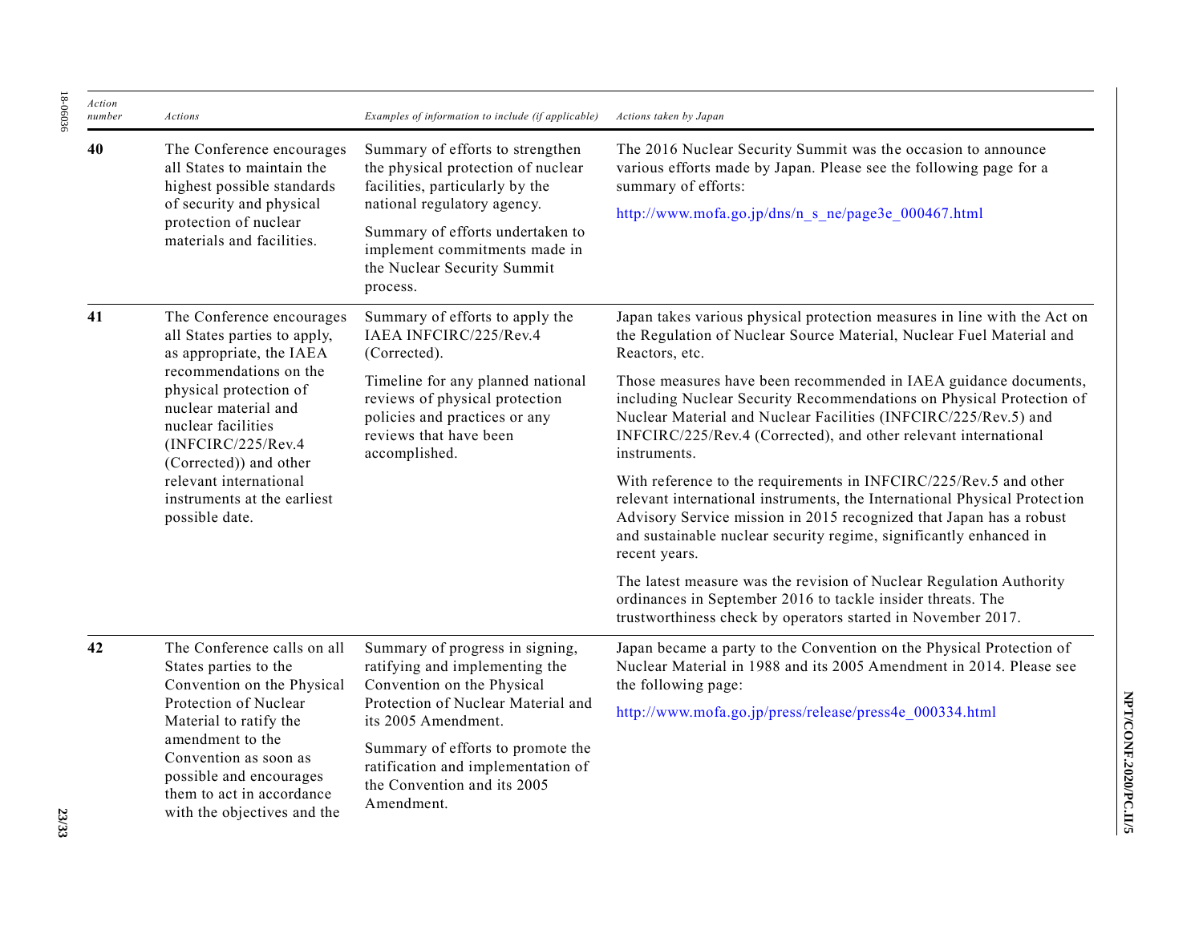| Action number | Actions | Examples of information to include (if applicable) | Actions taken by Japan |
|---|---|---|---|
| **40** | The Conference encourages all States to maintain the highest possible standards of security and physical protection of nuclear materials and facilities. | Summary of efforts to strengthen the physical protection of nuclear facilities, particularly by the national regulatory agency.<br><br>Summary of efforts undertaken to implement commitments made in the Nuclear Security Summit process. | The 2016 Nuclear Security Summit was the occasion to announce various efforts made by Japan. Please see the following page for a summary of efforts:<br><br>http://www.mofa.go.jp/dns/n_s_ne/page3e_000467.html |
| **41** | The Conference encourages all States parties to apply, as appropriate, the IAEA recommendations on the physical protection of nuclear material and nuclear facilities (INFCIRC/225/Rev.4 (Corrected)) and other relevant international instruments at the earliest possible date. | Summary of efforts to apply the IAEA INFCIRC/225/Rev.4 (Corrected).<br><br>Timeline for any planned national reviews of physical protection policies and practices or any reviews that have been accomplished. | Japan takes various physical protection measures in line with the Act on the Regulation of Nuclear Source Material, Nuclear Fuel Material and Reactors, etc.<br><br>Those measures have been recommended in IAEA guidance documents, including Nuclear Security Recommendations on Physical Protection of Nuclear Material and Nuclear Facilities (INFCIRC/225/Rev.5) and INFCIRC/225/Rev.4 (Corrected), and other relevant international instruments.<br><br>With reference to the requirements in INFCIRC/225/Rev.5 and other relevant international instruments, the International Physical Protection Advisory Service mission in 2015 recognized that Japan has a robust and sustainable nuclear security regime, significantly enhanced in recent years.<br><br>The latest measure was the revision of Nuclear Regulation Authority ordinances in September 2016 to tackle insider threats. The trustworthiness check by operators started in November 2017. |
| **42** | The Conference calls on all States parties to the Convention on the Physical Protection of Nuclear Material to ratify the amendment to the Convention as soon as possible and encourages them to act in accordance with the objectives and the | Summary of progress in signing, ratifying and implementing the Convention on the Physical Protection of Nuclear Material and its 2005 Amendment.<br><br>Summary of efforts to promote the ratification and implementation of the Convention and its 2005 Amendment. | Japan became a party to the Convention on the Physical Protection of Nuclear Material in 1988 and its 2005 Amendment in 2014. Please see the following page:<br><br>http://www.mofa.go.jp/press/release/press4e_000334.html |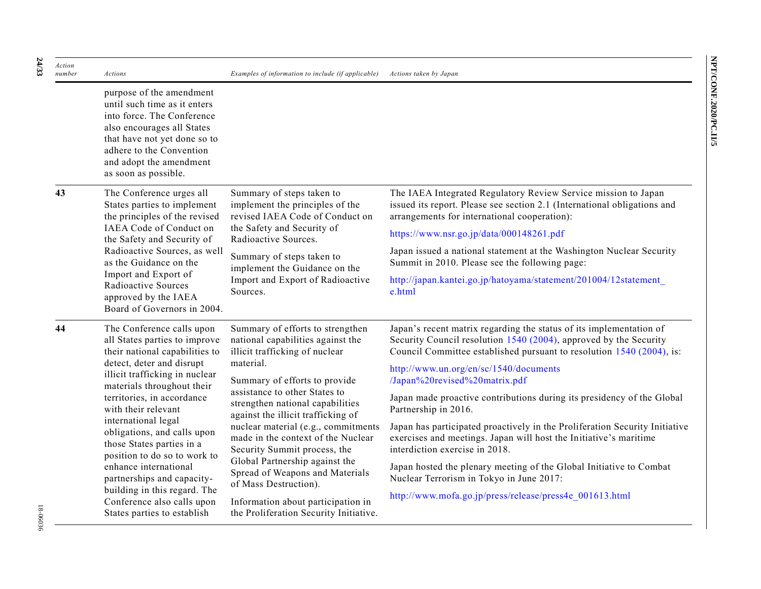| Action number | Actions | Examples of information to include (if applicable) | Actions taken by Japan |
| --- | --- | --- | --- |
| | purpose of the amendment until such time as it enters into force. The Conference also encourages all States that have not yet done so to adhere to the Convention and adopt the amendment as soon as possible. | | |
| **43** | The Conference urges all States parties to implement the principles of the revised IAEA Code of Conduct on the Safety and Security of Radioactive Sources, as well as the Guidance on the Import and Export of Radioactive Sources approved by the IAEA Board of Governors in 2004. | Summary of steps taken to implement the principles of the revised IAEA Code of Conduct on the Safety and Security of Radioactive Sources.<br><br>Summary of steps taken to implement the Guidance on the Import and Export of Radioactive Sources. | The IAEA Integrated Regulatory Review Service mission to Japan issued its report. Please see section 2.1 (International obligations and arrangements for international cooperation):<br><br>https://www.nsr.go.jp/data/000148261.pdf<br><br>Japan issued a national statement at the Washington Nuclear Security Summit in 2010. Please see the following page:<br><br>http://japan.kantei.go.jp/hatoyama/statement/201004/12statement_e.html |
| **44** | The Conference calls upon all States parties to improve their national capabilities to detect, deter and disrupt illicit trafficking in nuclear materials throughout their territories, in accordance with their relevant international legal obligations, and calls upon those States parties in a position to do so to work to enhance international partnerships and capacity-building in this regard. The Conference also calls upon States parties to establish | Summary of efforts to strengthen national capabilities against the illicit trafficking of nuclear material.<br><br>Summary of efforts to provide assistance to other States to strengthen national capabilities against the illicit trafficking of nuclear material (e.g., commitments made in the context of the Nuclear Security Summit process, the Global Partnership against the Spread of Weapons and Materials of Mass Destruction).<br><br>Information about participation in the Proliferation Security Initiative. | Japan's recent matrix regarding the status of its implementation of Security Council resolution 1540 (2004), approved by the Security Council Committee established pursuant to resolution 1540 (2004), is:<br><br>http://www.un.org/en/sc/1540/documents/Japan%20revised%20matrix.pdf<br><br>Japan made proactive contributions during its presidency of the Global Partnership in 2016.<br><br>Japan has participated proactively in the Proliferation Security Initiative exercises and meetings. Japan will host the Initiative's maritime interdiction exercise in 2018.<br><br>Japan hosted the plenary meeting of the Global Initiative to Combat Nuclear Terrorism in Tokyo in June 2017:<br><br>http://www.mofa.go.jp/press/release/press4e_001613.html |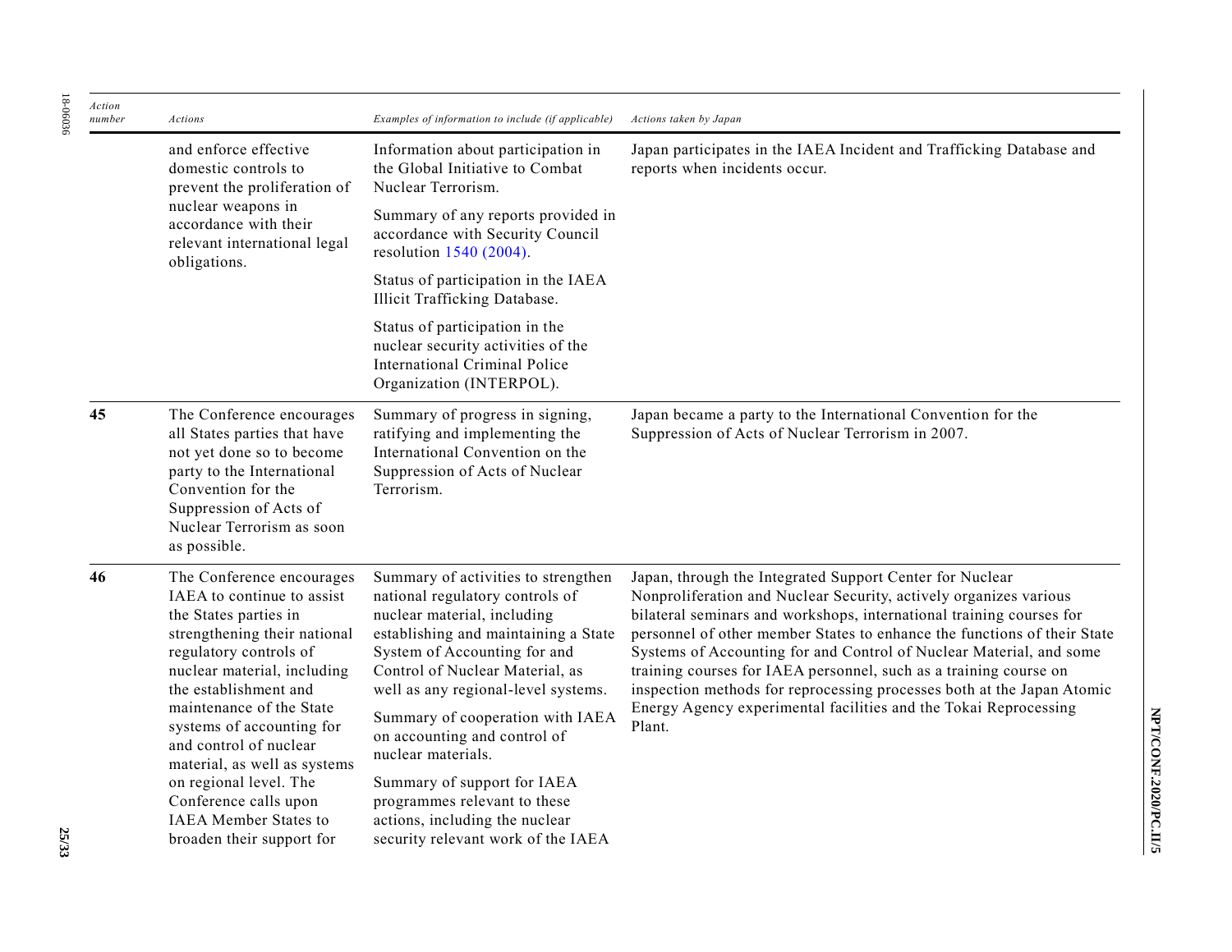| *Action number* | *Actions* | *Examples of information to include (if applicable)* | *Actions taken by Japan* |
|---|---|---|---|
| | and enforce effective domestic controls to prevent the proliferation of nuclear weapons in accordance with their relevant international legal obligations. | Information about participation in the Global Initiative to Combat Nuclear Terrorism.<br><br>Summary of any reports provided in accordance with Security Council resolution 1540 (2004).<br><br>Status of participation in the IAEA Illicit Trafficking Database.<br><br>Status of participation in the nuclear security activities of the International Criminal Police Organization (INTERPOL). | Japan participates in the IAEA Incident and Trafficking Database and reports when incidents occur. |
| **45** | The Conference encourages all States parties that have not yet done so to become party to the International Convention for the Suppression of Acts of Nuclear Terrorism as soon as possible. | Summary of progress in signing, ratifying and implementing the International Convention on the Suppression of Acts of Nuclear Terrorism. | Japan became a party to the International Convention for the Suppression of Acts of Nuclear Terrorism in 2007. |
| **46** | The Conference encourages IAEA to continue to assist the States parties in strengthening their national regulatory controls of nuclear material, including the establishment and maintenance of the State systems of accounting for and control of nuclear material, as well as systems on regional level. The Conference calls upon IAEA Member States to broaden their support for | Summary of activities to strengthen national regulatory controls of nuclear material, including establishing and maintaining a State System of Accounting for and Control of Nuclear Material, as well as any regional-level systems.<br><br>Summary of cooperation with IAEA on accounting and control of nuclear materials.<br><br>Summary of support for IAEA programmes relevant to these actions, including the nuclear security relevant work of the IAEA | Japan, through the Integrated Support Center for Nuclear Nonproliferation and Nuclear Security, actively organizes various bilateral seminars and workshops, international training courses for personnel of other member States to enhance the functions of their State Systems of Accounting for and Control of Nuclear Material, and some training courses for IAEA personnel, such as a training course on inspection methods for reprocessing processes both at the Japan Atomic Energy Agency experimental facilities and the Tokai Reprocessing Plant. |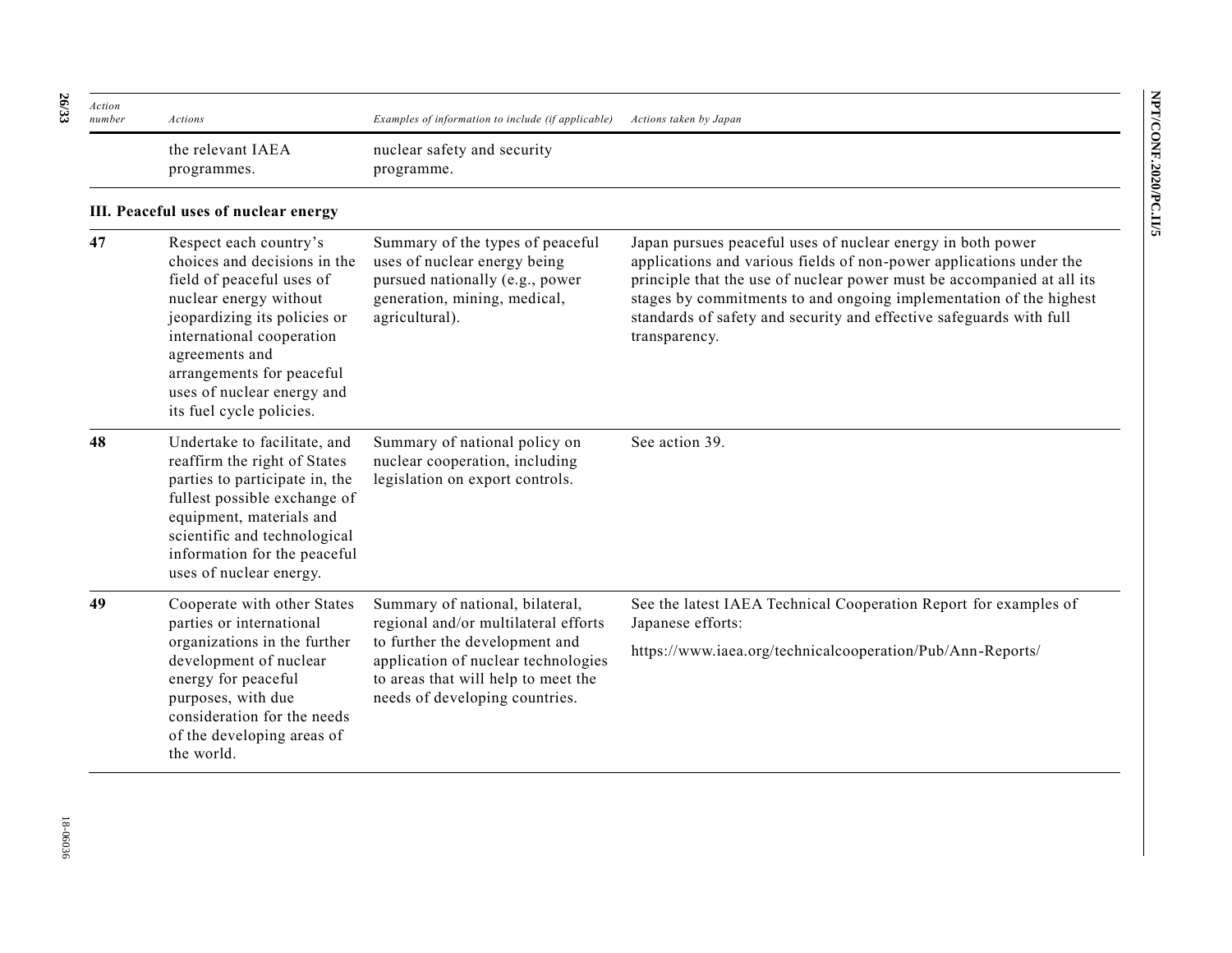| Action number | Actions | Examples of information to include (if applicable) | Actions taken by Japan |
|---|---|---|---|
| | the relevant IAEA programmes. | nuclear safety and security programme. | |
| **III. Peaceful uses of nuclear energy** | | | |
| **47** | Respect each country's choices and decisions in the field of peaceful uses of nuclear energy without jeopardizing its policies or international cooperation agreements and arrangements for peaceful uses of nuclear energy and its fuel cycle policies. | Summary of the types of peaceful uses of nuclear energy being pursued nationally (e.g., power generation, mining, medical, agricultural). | Japan pursues peaceful uses of nuclear energy in both power applications and various fields of non-power applications under the principle that the use of nuclear power must be accompanied at all its stages by commitments to and ongoing implementation of the highest standards of safety and security and effective safeguards with full transparency. |
| **48** | Undertake to facilitate, and reaffirm the right of States parties to participate in, the fullest possible exchange of equipment, materials and scientific and technological information for the peaceful uses of nuclear energy. | Summary of national policy on nuclear cooperation, including legislation on export controls. | See action 39. |
| **49** | Cooperate with other States parties or international organizations in the further development of nuclear energy for peaceful purposes, with due consideration for the needs of the developing areas of the world. | Summary of national, bilateral, regional and/or multilateral efforts to further the development and application of nuclear technologies to areas that will help to meet the needs of developing countries. | See the latest IAEA Technical Cooperation Report for examples of Japanese efforts:<br><br>https://www.iaea.org/technicalcooperation/Pub/Ann-Reports/ |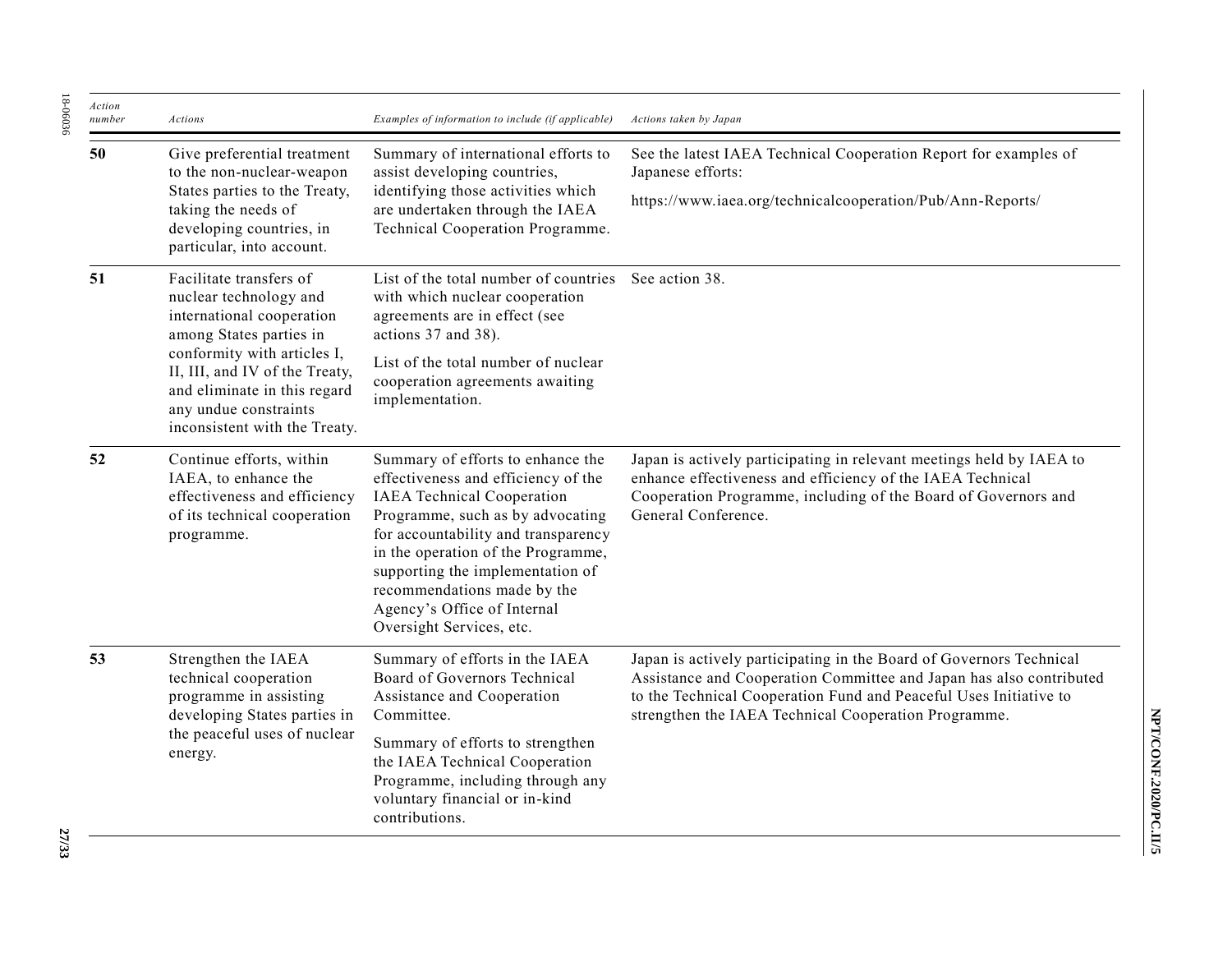| Action number | Actions | Examples of information to include (if applicable) | Actions taken by Japan |
|---|---|---|---|
| **50** | Give preferential treatment to the non-nuclear-weapon States parties to the Treaty, taking the needs of developing countries, in particular, into account. | Summary of international efforts to assist developing countries, identifying those activities which are undertaken through the IAEA Technical Cooperation Programme. | See the latest IAEA Technical Cooperation Report for examples of Japanese efforts:<br><br>https://www.iaea.org/technicalcooperation/Pub/Ann-Reports/ |
| **51** | Facilitate transfers of nuclear technology and international cooperation among States parties in conformity with articles I, II, III, and IV of the Treaty, and eliminate in this regard any undue constraints inconsistent with the Treaty. | List of the total number of countries with which nuclear cooperation agreements are in effect (see actions 37 and 38).<br><br>List of the total number of nuclear cooperation agreements awaiting implementation. | See action 38. |
| **52** | Continue efforts, within IAEA, to enhance the effectiveness and efficiency of its technical cooperation programme. | Summary of efforts to enhance the effectiveness and efficiency of the IAEA Technical Cooperation Programme, such as by advocating for accountability and transparency in the operation of the Programme, supporting the implementation of recommendations made by the Agency's Office of Internal Oversight Services, etc. | Japan is actively participating in relevant meetings held by IAEA to enhance effectiveness and efficiency of the IAEA Technical Cooperation Programme, including of the Board of Governors and General Conference. |
| **53** | Strengthen the IAEA technical cooperation programme in assisting developing States parties in the peaceful uses of nuclear energy. | Summary of efforts in the IAEA Board of Governors Technical Assistance and Cooperation Committee.<br><br>Summary of efforts to strengthen the IAEA Technical Cooperation Programme, including through any voluntary financial or in-kind contributions. | Japan is actively participating in the Board of Governors Technical Assistance and Cooperation Committee and Japan has also contributed to the Technical Cooperation Fund and Peaceful Uses Initiative to strengthen the IAEA Technical Cooperation Programme. |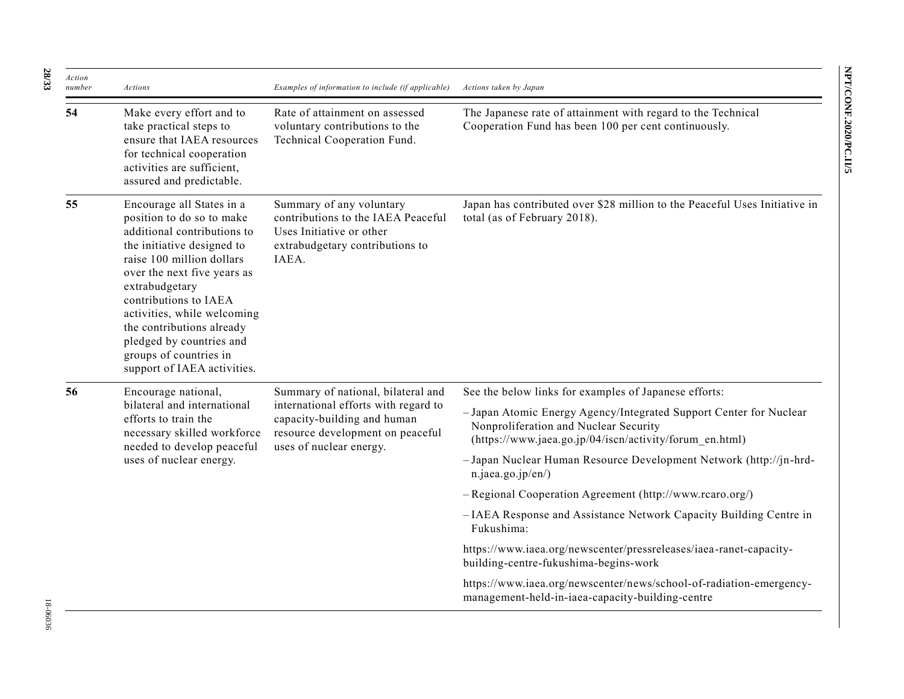| Action number | Actions | Examples of information to include (if applicable) | Actions taken by Japan |
|---|---|---|---|
| 54 | Make every effort and to take practical steps to ensure that IAEA resources for technical cooperation activities are sufficient, assured and predictable. | Rate of attainment on assessed voluntary contributions to the Technical Cooperation Fund. | The Japanese rate of attainment with regard to the Technical Cooperation Fund has been 100 per cent continuously. |
| 55 | Encourage all States in a position to do so to make additional contributions to the initiative designed to raise 100 million dollars over the next five years as extrabudgetary contributions to IAEA activities, while welcoming the contributions already pledged by countries and groups of countries in support of IAEA activities. | Summary of any voluntary contributions to the IAEA Peaceful Uses Initiative or other extrabudgetary contributions to IAEA. | Japan has contributed over $28 million to the Peaceful Uses Initiative in total (as of February 2018). |
| 56 | Encourage national, bilateral and international efforts to train the necessary skilled workforce needed to develop peaceful uses of nuclear energy. | Summary of national, bilateral and international efforts with regard to capacity-building and human resource development on peaceful uses of nuclear energy. | See the below links for examples of Japanese efforts:<br>– Japan Atomic Energy Agency/Integrated Support Center for Nuclear Nonproliferation and Nuclear Security (https://www.jaea.go.jp/04/iscn/activity/forum_en.html)<br>– Japan Nuclear Human Resource Development Network (http://jn-hrd-n.jaea.go.jp/en/)<br>– Regional Cooperation Agreement (http://www.rcaro.org/)<br>– IAEA Response and Assistance Network Capacity Building Centre in Fukushima:<br>https://www.iaea.org/newscenter/pressreleases/iaea-ranet-capacity-building-centre-fukushima-begins-work<br>https://www.iaea.org/newscenter/news/school-of-radiation-emergency-management-held-in-iaea-capacity-building-centre |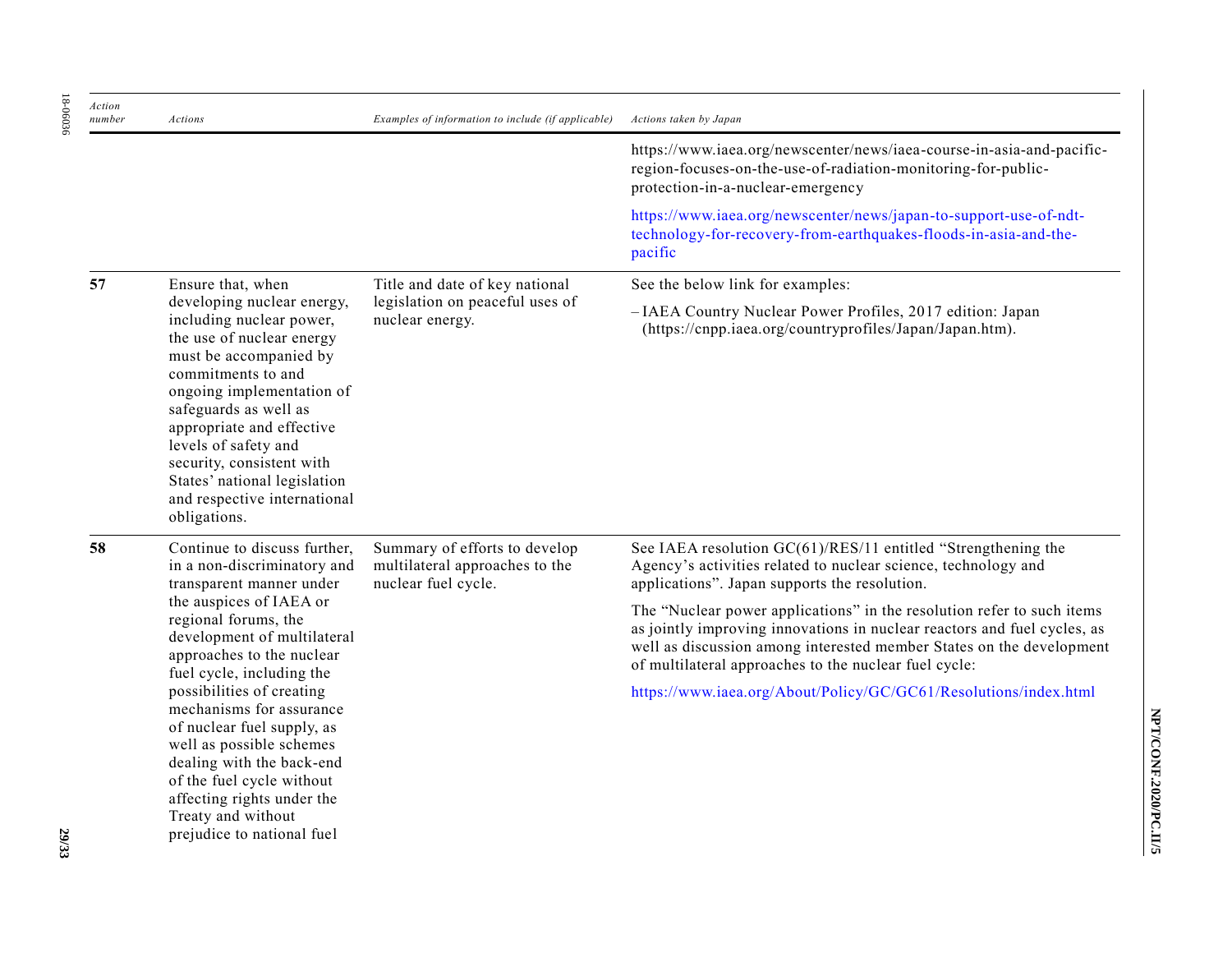| Action number | Actions | Examples of information to include (if applicable) | Actions taken by Japan |
|---|---|---|---|
| | | | https://www.iaea.org/newscenter/news/iaea-course-in-asia-and-pacific-region-focuses-on-the-use-of-radiation-monitoring-for-public-protection-in-a-nuclear-emergency<br><br>https://www.iaea.org/newscenter/news/japan-to-support-use-of-ndt-technology-for-recovery-from-earthquakes-floods-in-asia-and-the-pacific |
| **57** | Ensure that, when developing nuclear energy, including nuclear power, the use of nuclear energy must be accompanied by commitments to and ongoing implementation of safeguards as well as appropriate and effective levels of safety and security, consistent with States' national legislation and respective international obligations. | Title and date of key national legislation on peaceful uses of nuclear energy. | See the below link for examples:<br><br>– IAEA Country Nuclear Power Profiles, 2017 edition: Japan (https://cnpp.iaea.org/countryprofiles/Japan/Japan.htm). |
| **58** | Continue to discuss further, in a non-discriminatory and transparent manner under the auspices of IAEA or regional forums, the development of multilateral approaches to the nuclear fuel cycle, including the possibilities of creating mechanisms for assurance of nuclear fuel supply, as well as possible schemes dealing with the back-end of the fuel cycle without affecting rights under the Treaty and without prejudice to national fuel | Summary of efforts to develop multilateral approaches to the nuclear fuel cycle. | See IAEA resolution GC(61)/RES/11 entitled "Strengthening the Agency's activities related to nuclear science, technology and applications". Japan supports the resolution.<br><br>The "Nuclear power applications" in the resolution refer to such items as jointly improving innovations in nuclear reactors and fuel cycles, as well as discussion among interested member States on the development of multilateral approaches to the nuclear fuel cycle:<br><br>https://www.iaea.org/About/Policy/GC/GC61/Resolutions/index.html |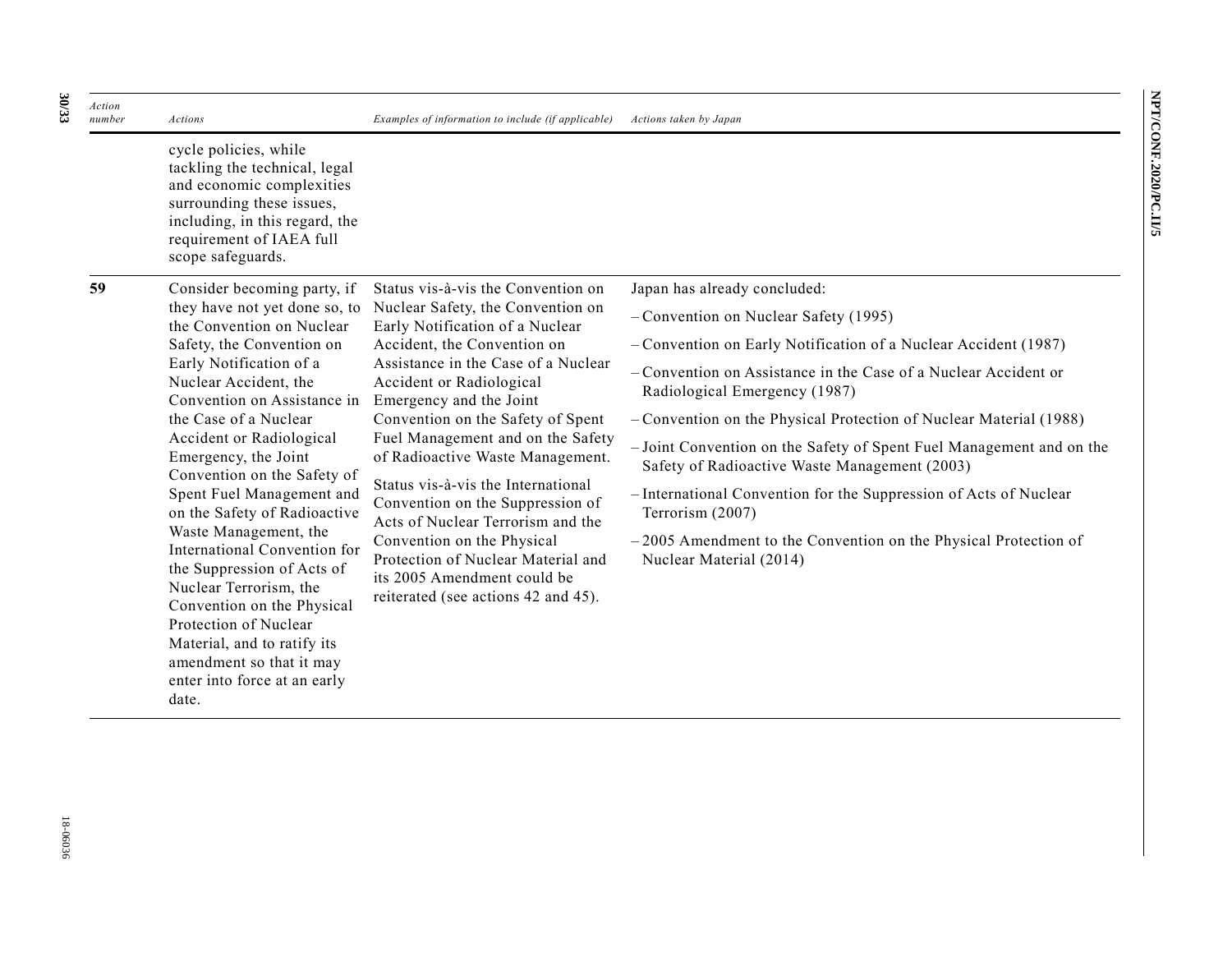| Action number | Actions | Examples of information to include (if applicable) | Actions taken by Japan |
|---|---|---|---|
| | cycle policies, while tackling the technical, legal and economic complexities surrounding these issues, including, in this regard, the requirement of IAEA full scope safeguards. | | |
| **59** | Consider becoming party, if they have not yet done so, to the Convention on Nuclear Safety, the Convention on Early Notification of a Nuclear Accident, the Convention on Assistance in the Case of a Nuclear Accident or Radiological Emergency, the Joint Convention on the Safety of Spent Fuel Management and on the Safety of Radioactive Waste Management, the International Convention for the Suppression of Acts of Nuclear Terrorism, the Convention on the Physical Protection of Nuclear Material, and to ratify its amendment so that it may enter into force at an early date. | Status vis-à-vis the Convention on Nuclear Safety, the Convention on Early Notification of a Nuclear Accident, the Convention on Assistance in the Case of a Nuclear Accident or Radiological Emergency and the Joint Convention on the Safety of Spent Fuel Management and on the Safety of Radioactive Waste Management.<br><br>Status vis-à-vis the International Convention on the Suppression of Acts of Nuclear Terrorism and the Convention on the Physical Protection of Nuclear Material and its 2005 Amendment could be reiterated (see actions 42 and 45). | Japan has already concluded:<br><br>– Convention on Nuclear Safety (1995)<br><br>– Convention on Early Notification of a Nuclear Accident (1987)<br><br>– Convention on Assistance in the Case of a Nuclear Accident or Radiological Emergency (1987)<br><br>– Convention on the Physical Protection of Nuclear Material (1988)<br><br>– Joint Convention on the Safety of Spent Fuel Management and on the Safety of Radioactive Waste Management (2003)<br><br>– International Convention for the Suppression of Acts of Nuclear Terrorism (2007)<br><br>– 2005 Amendment to the Convention on the Physical Protection of Nuclear Material (2014) |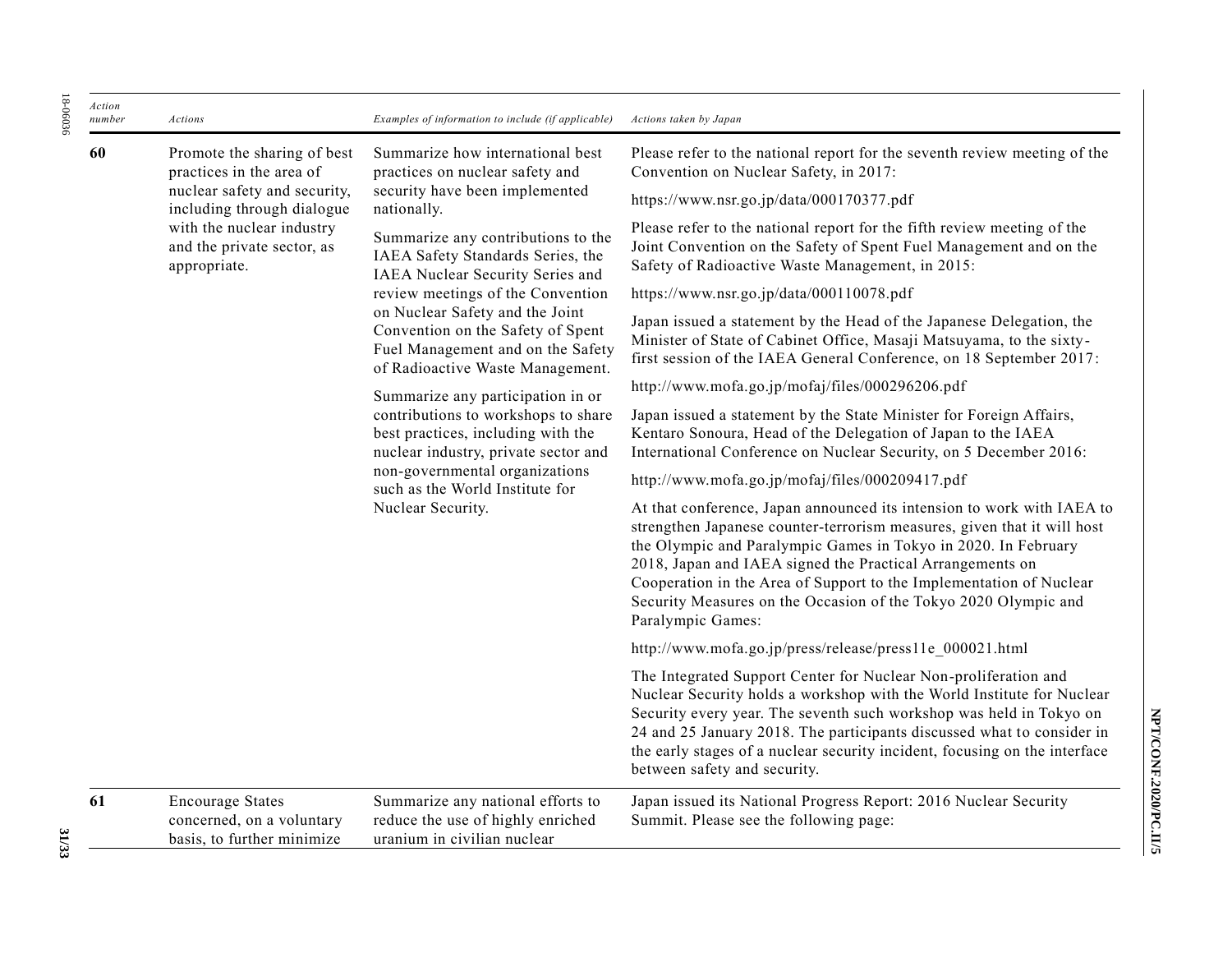| Action number | Actions | Examples of information to include (if applicable) | Actions taken by Japan |
|---|---|---|---|
| **60** | Promote the sharing of best practices in the area of nuclear safety and security, including through dialogue with the nuclear industry and the private sector, as appropriate. | Summarize how international best practices on nuclear safety and security have been implemented nationally.<br><br>Summarize any contributions to the IAEA Safety Standards Series, the IAEA Nuclear Security Series and review meetings of the Convention on Nuclear Safety and the Joint Convention on the Safety of Spent Fuel Management and on the Safety of Radioactive Waste Management.<br><br>Summarize any participation in or contributions to workshops to share best practices, including with the nuclear industry, private sector and non-governmental organizations such as the World Institute for Nuclear Security. | Please refer to the national report for the seventh review meeting of the Convention on Nuclear Safety, in 2017:<br><br>https://www.nsr.go.jp/data/000170377.pdf<br><br>Please refer to the national report for the fifth review meeting of the Joint Convention on the Safety of Spent Fuel Management and on the Safety of Radioactive Waste Management, in 2015:<br><br>https://www.nsr.go.jp/data/000110078.pdf<br><br>Japan issued a statement by the Head of the Japanese Delegation, the Minister of State of Cabinet Office, Masaji Matsuyama, to the sixty-first session of the IAEA General Conference, on 18 September 2017:<br><br>http://www.mofa.go.jp/mofaj/files/000296206.pdf<br><br>Japan issued a statement by the State Minister for Foreign Affairs, Kentaro Sonoura, Head of the Delegation of Japan to the IAEA International Conference on Nuclear Security, on 5 December 2016:<br><br>http://www.mofa.go.jp/mofaj/files/000209417.pdf<br><br>At that conference, Japan announced its intension to work with IAEA to strengthen Japanese counter-terrorism measures, given that it will host the Olympic and Paralympic Games in Tokyo in 2020. In February 2018, Japan and IAEA signed the Practical Arrangements on Cooperation in the Area of Support to the Implementation of Nuclear Security Measures on the Occasion of the Tokyo 2020 Olympic and Paralympic Games:<br><br>http://www.mofa.go.jp/press/release/press11e_000021.html<br><br>The Integrated Support Center for Nuclear Non-proliferation and Nuclear Security holds a workshop with the World Institute for Nuclear Security every year. The seventh such workshop was held in Tokyo on 24 and 25 January 2018. The participants discussed what to consider in the early stages of a nuclear security incident, focusing on the interface between safety and security. |
| **61** | Encourage States concerned, on a voluntary basis, to further minimize | Summarize any national efforts to reduce the use of highly enriched uranium in civilian nuclear | Japan issued its National Progress Report: 2016 Nuclear Security Summit. Please see the following page: |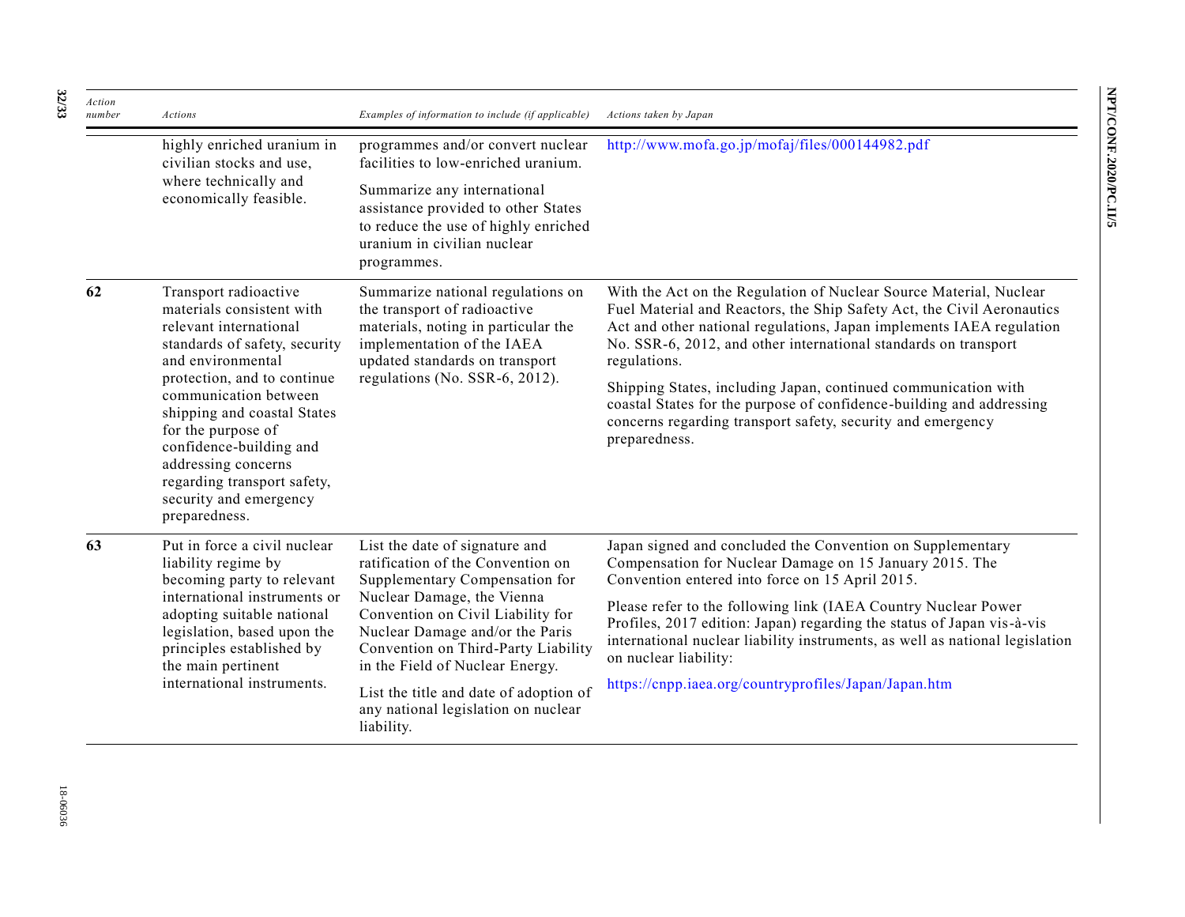| Action number | Actions | Examples of information to include (if applicable) | Actions taken by Japan |
|---|---|---|---|
| | highly enriched uranium in civilian stocks and use, where technically and economically feasible. | programmes and/or convert nuclear facilities to low-enriched uranium.<br><br>Summarize any international assistance provided to other States to reduce the use of highly enriched uranium in civilian nuclear programmes. | http://www.mofa.go.jp/mofaj/files/000144982.pdf |
| **62** | Transport radioactive materials consistent with relevant international standards of safety, security and environmental protection, and to continue communication between shipping and coastal States for the purpose of confidence-building and addressing concerns regarding transport safety, security and emergency preparedness. | Summarize national regulations on the transport of radioactive materials, noting in particular the implementation of the IAEA updated standards on transport regulations (No. SSR-6, 2012). | With the Act on the Regulation of Nuclear Source Material, Nuclear Fuel Material and Reactors, the Ship Safety Act, the Civil Aeronautics Act and other national regulations, Japan implements IAEA regulation No. SSR-6, 2012, and other international standards on transport regulations.<br><br>Shipping States, including Japan, continued communication with coastal States for the purpose of confidence-building and addressing concerns regarding transport safety, security and emergency preparedness. |
| **63** | Put in force a civil nuclear liability regime by becoming party to relevant international instruments or adopting suitable national legislation, based upon the principles established by the main pertinent international instruments. | List the date of signature and ratification of the Convention on Supplementary Compensation for Nuclear Damage, the Vienna Convention on Civil Liability for Nuclear Damage and/or the Paris Convention on Third-Party Liability in the Field of Nuclear Energy.<br><br>List the title and date of adoption of any national legislation on nuclear liability. | Japan signed and concluded the Convention on Supplementary Compensation for Nuclear Damage on 15 January 2015. The Convention entered into force on 15 April 2015.<br><br>Please refer to the following link (IAEA Country Nuclear Power Profiles, 2017 edition: Japan) regarding the status of Japan vis-à-vis international nuclear liability instruments, as well as national legislation on nuclear liability:<br><br>https://cnpp.iaea.org/countryprofiles/Japan/Japan.htm |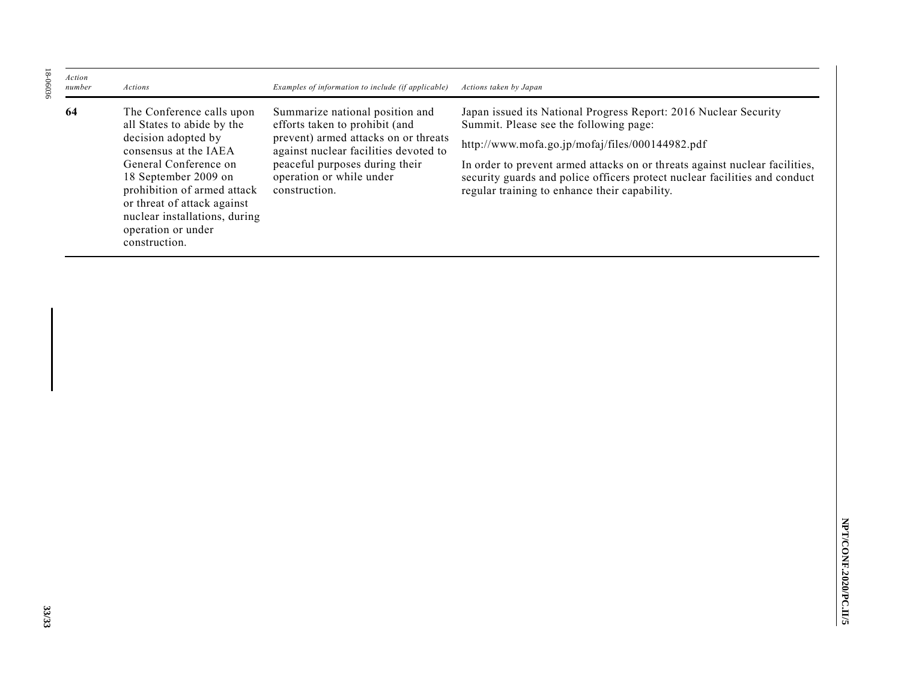| *Action number* | *Actions* | *Examples of information to include (if applicable)* | *Actions taken by Japan* |
|---|---|---|---|
| **64** | The Conference calls upon all States to abide by the decision adopted by consensus at the IAEA General Conference on 18 September 2009 on prohibition of armed attack or threat of attack against nuclear installations, during operation or under construction. | Summarize national position and efforts taken to prohibit (and prevent) armed attacks on or threats against nuclear facilities devoted to peaceful purposes during their operation or while under construction. | Japan issued its National Progress Report: 2016 Nuclear Security Summit. Please see the following page:<br><br>http://www.mofa.go.jp/mofaj/files/000144982.pdf<br><br>In order to prevent armed attacks on or threats against nuclear facilities, security guards and police officers protect nuclear facilities and conduct regular training to enhance their capability. |